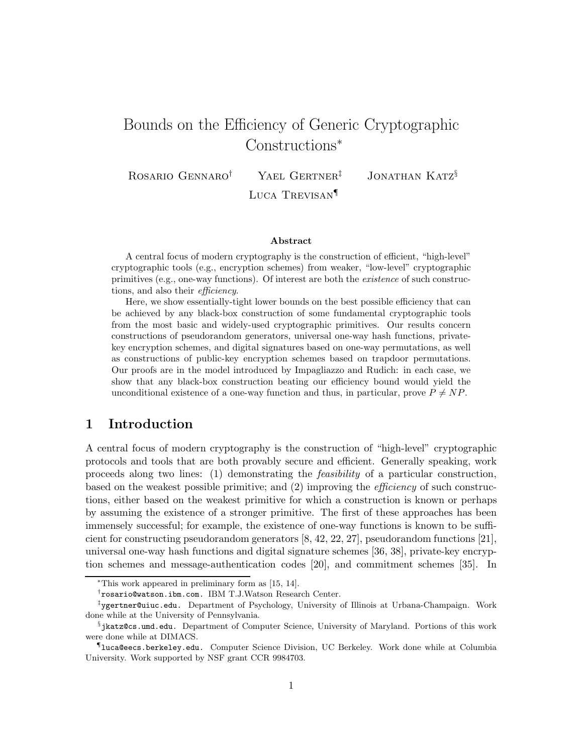# Bounds on the Efficiency of Generic Cryptographic Constructions*

Rosario Gennaro[†] Yael Gertner[‡] Jonathan Katz[§]
Luca Trevisan[¶]

### Abstract

A central focus of modern cryptography is the construction of efficient, "high-level" cryptographic tools (e.g., encryption schemes) from weaker, "low-level" cryptographic primitives (e.g., one-way functions). Of interest are both the *existence* of such constructions, and also their *efficiency*.

Here, we show essentially-tight lower bounds on the best possible efficiency that can be achieved by any black-box construction of some fundamental cryptographic tools from the most basic and widely-used cryptographic primitives. Our results concern constructions of pseudorandom generators, universal one-way hash functions, private-key encryption schemes, and digital signatures based on one-way permutations, as well as constructions of public-key encryption schemes based on trapdoor permutations. Our proofs are in the model introduced by Impagliazzo and Rudich: in each case, we show that any black-box construction beating our efficiency bound would yield the unconditional existence of a one-way function and thus, in particular, prove $P \neq NP$.

## 1 Introduction

A central focus of modern cryptography is the construction of "high-level" cryptographic protocols and tools that are both provably secure and efficient. Generally speaking, work proceeds along two lines: (1) demonstrating the *feasibility* of a particular construction, based on the weakest possible primitive; and (2) improving the *efficiency* of such constructions, either based on the weakest primitive for which a construction is known or perhaps by assuming the existence of a stronger primitive. The first of these approaches has been immensely successful; for example, the existence of one-way functions is known to be sufficient for constructing pseudorandom generators [8, 42, 22, 27], pseudorandom functions [21], universal one-way hash functions and digital signature schemes [36, 38], private-key encryption schemes and message-authentication codes [20], and commitment schemes [35]. In

---

*This work appeared in preliminary form as [15, 14].

[†]rosario@watson.ibm.com. IBM T.J.Watson Research Center.

[‡]ygertner@uiuc.edu. Department of Psychology, University of Illinois at Urbana-Champaign. Work done while at the University of Pennsylvania.

[§]jkatz@cs.umd.edu. Department of Computer Science, University of Maryland. Portions of this work were done while at DIMACS.

[¶]luca@eecs.berkeley.edu. Computer Science Division, UC Berkeley. Work done while at Columbia University. Work supported by NSF grant CCR 9984703.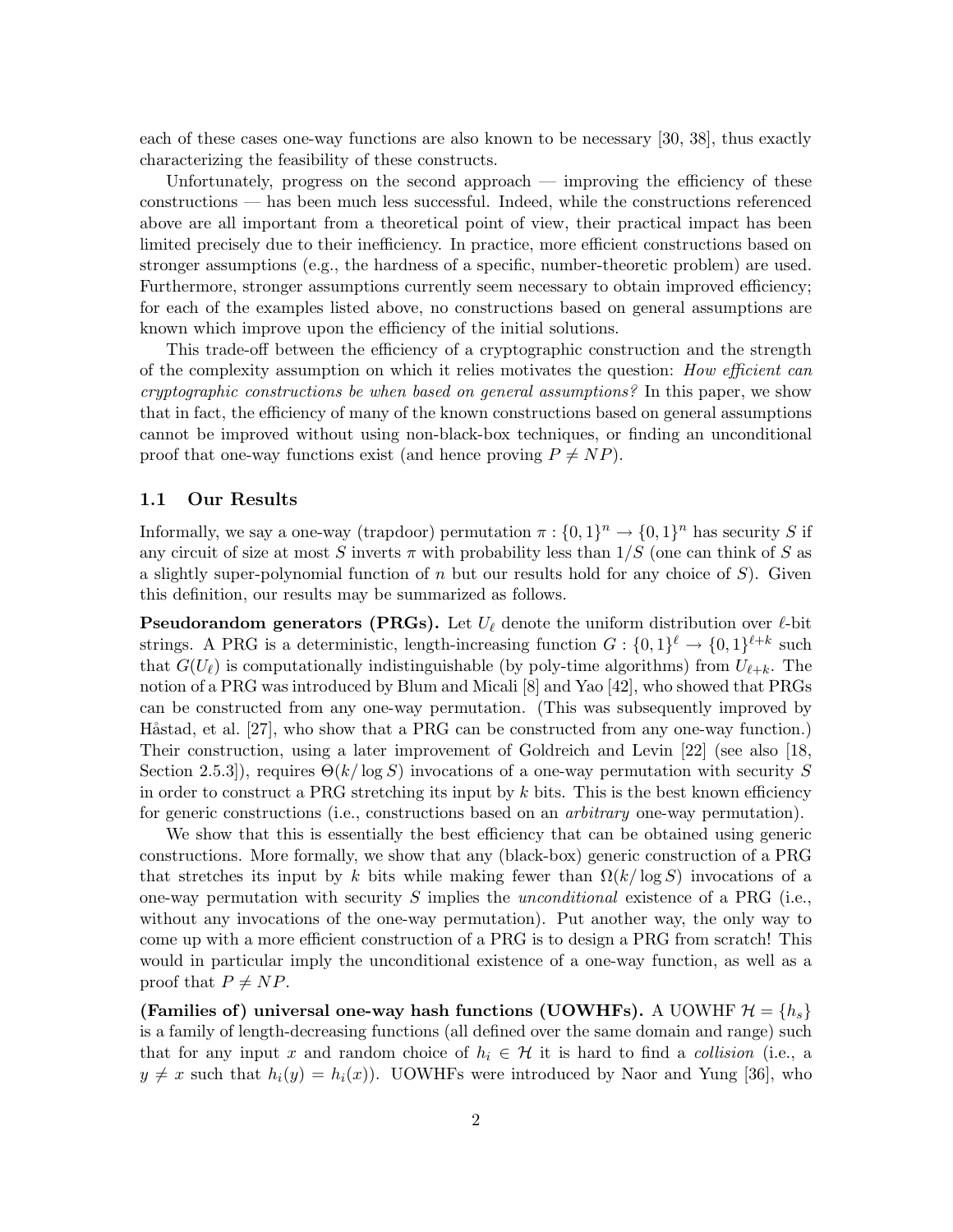each of these cases one-way functions are also known to be necessary [30, 38], thus exactly characterizing the feasibility of these constructs.

Unfortunately, progress on the second approach — improving the efficiency of these constructions — has been much less successful. Indeed, while the constructions referenced above are all important from a theoretical point of view, their practical impact has been limited precisely due to their inefficiency. In practice, more efficient constructions based on stronger assumptions (e.g., the hardness of a specific, number-theoretic problem) are used. Furthermore, stronger assumptions currently seem necessary to obtain improved efficiency; for each of the examples listed above, no constructions based on general assumptions are known which improve upon the efficiency of the initial solutions.

This trade-off between the efficiency of a cryptographic construction and the strength of the complexity assumption on which it relies motivates the question: *How efficient can cryptographic constructions be when based on general assumptions?* In this paper, we show that in fact, the efficiency of many of the known constructions based on general assumptions cannot be improved without using non-black-box techniques, or finding an unconditional proof that one-way functions exist (and hence proving $P \neq NP$).

## 1.1 Our Results

Informally, we say a one-way (trapdoor) permutation $\pi : \{0,1\}^n \to \{0,1\}^n$ has security $S$ if any circuit of size at most $S$ inverts $\pi$ with probability less than $1/S$ (one can think of $S$ as a slightly super-polynomial function of $n$ but our results hold for any choice of $S$). Given this definition, our results may be summarized as follows.

**Pseudorandom generators (PRGs).** Let $U_\ell$ denote the uniform distribution over $\ell$-bit strings. A PRG is a deterministic, length-increasing function $G : \{0,1\}^\ell \to \{0,1\}^{\ell+k}$ such that $G(U_\ell)$ is computationally indistinguishable (by poly-time algorithms) from $U_{\ell+k}$. The notion of a PRG was introduced by Blum and Micali [8] and Yao [42], who showed that PRGs can be constructed from any one-way permutation. (This was subsequently improved by Håstad, et al. [27], who show that a PRG can be constructed from any one-way function.) Their construction, using a later improvement of Goldreich and Levin [22] (see also [18, Section 2.5.3]), requires $\Theta(k/\log S)$ invocations of a one-way permutation with security $S$ in order to construct a PRG stretching its input by $k$ bits. This is the best known efficiency for generic constructions (i.e., constructions based on an *arbitrary* one-way permutation).

We show that this is essentially the best efficiency that can be obtained using generic constructions. More formally, we show that any (black-box) generic construction of a PRG that stretches its input by $k$ bits while making fewer than $\Omega(k/\log S)$ invocations of a one-way permutation with security $S$ implies the *unconditional* existence of a PRG (i.e., without any invocations of the one-way permutation). Put another way, the only way to come up with a more efficient construction of a PRG is to design a PRG from scratch! This would in particular imply the unconditional existence of a one-way function, as well as a proof that $P \neq NP$.

**(Families of) universal one-way hash functions (UOWHFs).** A UOWHF $\mathcal{H} = \{h_s\}$ is a family of length-decreasing functions (all defined over the same domain and range) such that for any input $x$ and random choice of $h_i \in \mathcal{H}$ it is hard to find a *collision* (i.e., a $y \neq x$ such that $h_i(y) = h_i(x)$). UOWHFs were introduced by Naor and Yung [36], who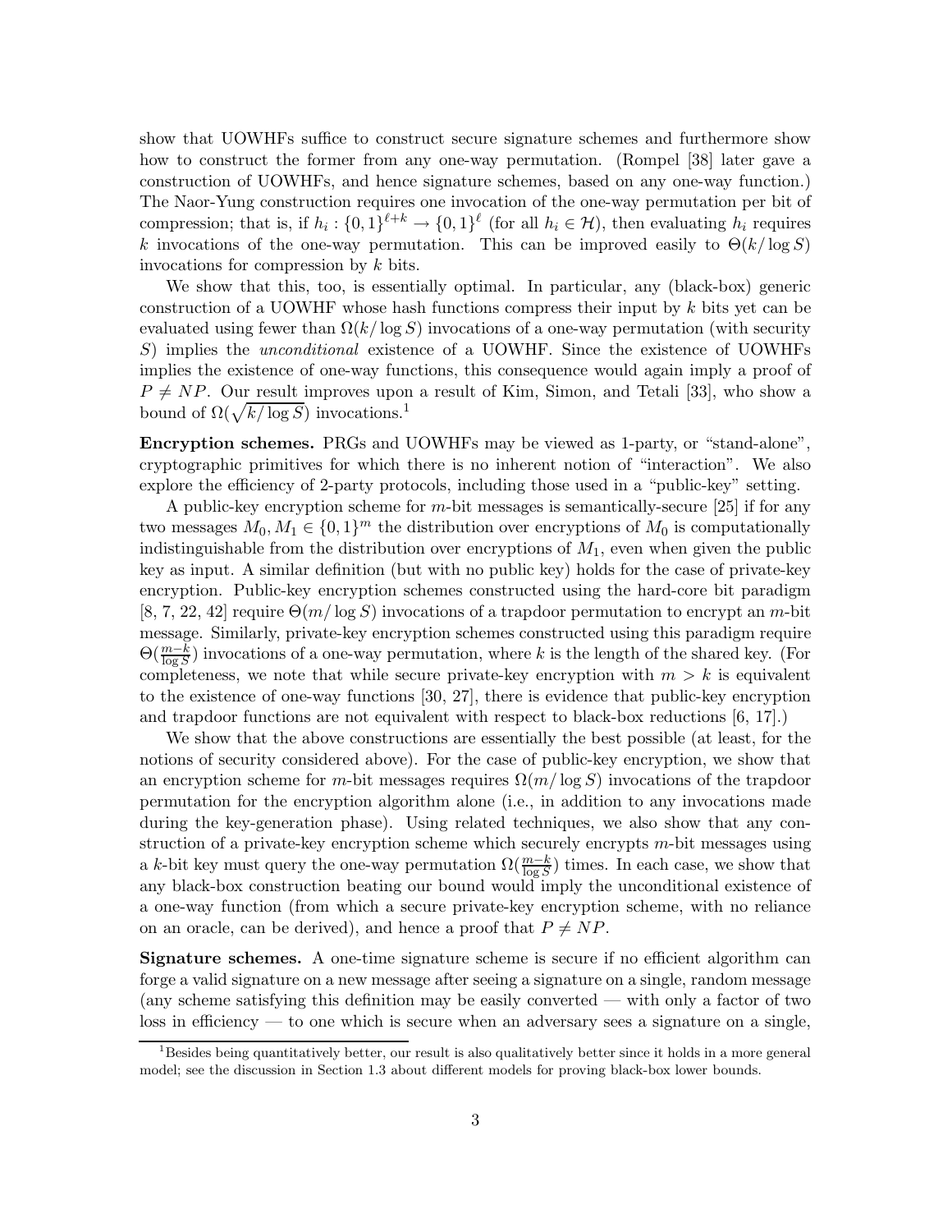show that UOWHFs suffice to construct secure signature schemes and furthermore show how to construct the former from any one-way permutation. (Rompel [38] later gave a construction of UOWHFs, and hence signature schemes, based on any one-way function.) The Naor-Yung construction requires one invocation of the one-way permutation per bit of compression; that is, if $h_i : \{0,1\}^{\ell+k} \to \{0,1\}^{\ell}$ (for all $h_i \in \mathcal{H}$), then evaluating $h_i$ requires $k$ invocations of the one-way permutation. This can be improved easily to $\Theta(k/\log S)$ invocations for compression by $k$ bits.

We show that this, too, is essentially optimal. In particular, any (black-box) generic construction of a UOWHF whose hash functions compress their input by $k$ bits yet can be evaluated using fewer than $\Omega(k/\log S)$ invocations of a one-way permutation (with security $S$) implies the *unconditional* existence of a UOWHF. Since the existence of UOWHFs implies the existence of one-way functions, this consequence would again imply a proof of $P \neq NP$. Our result improves upon a result of Kim, Simon, and Tetali [33], who show a bound of $\Omega(\sqrt{k/\log S})$ invocations.[1]

**Encryption schemes.** PRGs and UOWHFs may be viewed as 1-party, or "stand-alone", cryptographic primitives for which there is no inherent notion of "interaction". We also explore the efficiency of 2-party protocols, including those used in a "public-key" setting.

A public-key encryption scheme for $m$-bit messages is semantically-secure [25] if for any two messages $M_0, M_1 \in \{0,1\}^m$ the distribution over encryptions of $M_0$ is computationally indistinguishable from the distribution over encryptions of $M_1$, even when given the public key as input. A similar definition (but with no public key) holds for the case of private-key encryption. Public-key encryption schemes constructed using the hard-core bit paradigm [8, 7, 22, 42] require $\Theta(m/\log S)$ invocations of a trapdoor permutation to encrypt an $m$-bit message. Similarly, private-key encryption schemes constructed using this paradigm require $\Theta(\frac{m-k}{\log S})$ invocations of a one-way permutation, where $k$ is the length of the shared key. (For completeness, we note that while secure private-key encryption with $m > k$ is equivalent to the existence of one-way functions [30, 27], there is evidence that public-key encryption and trapdoor functions are not equivalent with respect to black-box reductions [6, 17].)

We show that the above constructions are essentially the best possible (at least, for the notions of security considered above). For the case of public-key encryption, we show that an encryption scheme for $m$-bit messages requires $\Omega(m/\log S)$ invocations of the trapdoor permutation for the encryption algorithm alone (i.e., in addition to any invocations made during the key-generation phase). Using related techniques, we also show that any construction of a private-key encryption scheme which securely encrypts $m$-bit messages using a $k$-bit key must query the one-way permutation $\Omega(\frac{m-k}{\log S})$ times. In each case, we show that any black-box construction beating our bound would imply the unconditional existence of a one-way function (from which a secure private-key encryption scheme, with no reliance on an oracle, can be derived), and hence a proof that $P \neq NP$.

**Signature schemes.** A one-time signature scheme is secure if no efficient algorithm can forge a valid signature on a new message after seeing a signature on a single, random message (any scheme satisfying this definition may be easily converted — with only a factor of two loss in efficiency — to one which is secure when an adversary sees a signature on a single,

[1] Besides being quantitatively better, our result is also qualitatively better since it holds in a more general model; see the discussion in Section 1.3 about different models for proving black-box lower bounds.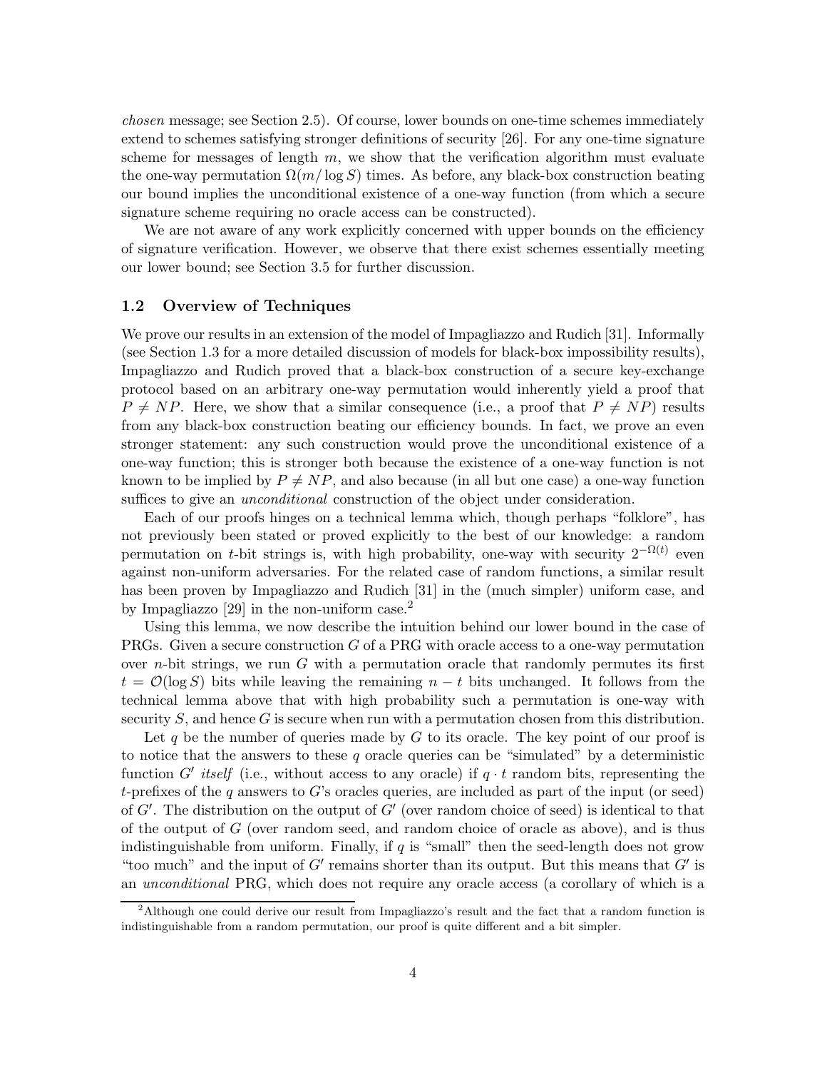*chosen* message; see Section 2.5). Of course, lower bounds on one-time schemes immediately extend to schemes satisfying stronger definitions of security [26]. For any one-time signature scheme for messages of length $m$, we show that the verification algorithm must evaluate the one-way permutation $\Omega(m/\log S)$ times. As before, any black-box construction beating our bound implies the unconditional existence of a one-way function (from which a secure signature scheme requiring no oracle access can be constructed).

We are not aware of any work explicitly concerned with upper bounds on the efficiency of signature verification. However, we observe that there exist schemes essentially meeting our lower bound; see Section 3.5 for further discussion.

### 1.2 Overview of Techniques

We prove our results in an extension of the model of Impagliazzo and Rudich [31]. Informally (see Section 1.3 for a more detailed discussion of models for black-box impossibility results), Impagliazzo and Rudich proved that a black-box construction of a secure key-exchange protocol based on an arbitrary one-way permutation would inherently yield a proof that $P \neq NP$. Here, we show that a similar consequence (i.e., a proof that $P \neq NP$) results from any black-box construction beating our efficiency bounds. In fact, we prove an even stronger statement: any such construction would prove the unconditional existence of a one-way function; this is stronger both because the existence of a one-way function is not known to be implied by $P \neq NP$, and also because (in all but one case) a one-way function suffices to give an *unconditional* construction of the object under consideration.

Each of our proofs hinges on a technical lemma which, though perhaps "folklore", has not previously been stated or proved explicitly to the best of our knowledge: a random permutation on $t$-bit strings is, with high probability, one-way with security $2^{-\Omega(t)}$ even against non-uniform adversaries. For the related case of random functions, a similar result has been proven by Impagliazzo and Rudich [31] in the (much simpler) uniform case, and by Impagliazzo [29] in the non-uniform case.[2]

Using this lemma, we now describe the intuition behind our lower bound in the case of PRGs. Given a secure construction $G$ of a PRG with oracle access to a one-way permutation over $n$-bit strings, we run $G$ with a permutation oracle that randomly permutes its first $t = \mathcal{O}(\log S)$ bits while leaving the remaining $n - t$ bits unchanged. It follows from the technical lemma above that with high probability such a permutation is one-way with security $S$, and hence $G$ is secure when run with a permutation chosen from this distribution.

Let $q$ be the number of queries made by $G$ to its oracle. The key point of our proof is to notice that the answers to these $q$ oracle queries can be "simulated" by a deterministic function $G'$ *itself* (i.e., without access to any oracle) if $q \cdot t$ random bits, representing the $t$-prefixes of the $q$ answers to $G$'s oracles queries, are included as part of the input (or seed) of $G'$. The distribution on the output of $G'$ (over random choice of seed) is identical to that of the output of $G$ (over random seed, and random choice of oracle as above), and is thus indistinguishable from uniform. Finally, if $q$ is "small" then the seed-length does not grow "too much" and the input of $G'$ remains shorter than its output. But this means that $G'$ is an *unconditional* PRG, which does not require any oracle access (a corollary of which is a

[2] Although one could derive our result from Impagliazzo's result and the fact that a random function is indistinguishable from a random permutation, our proof is quite different and a bit simpler.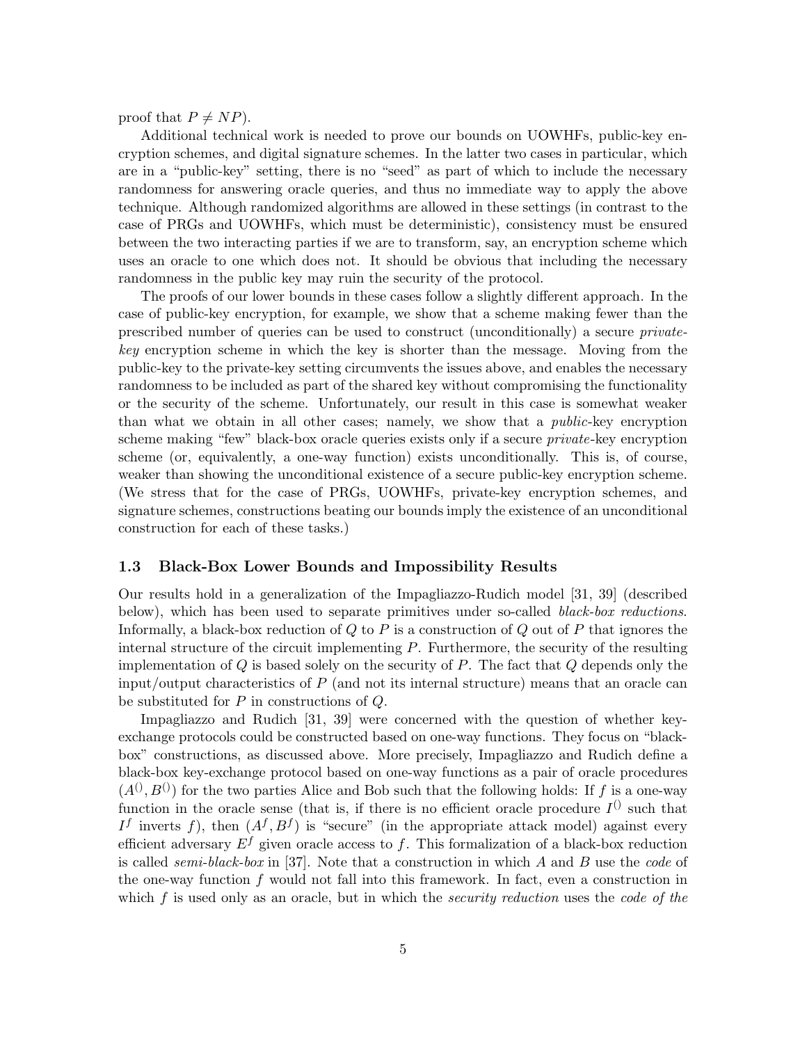proof that $P \neq NP$).

Additional technical work is needed to prove our bounds on UOWHFs, public-key encryption schemes, and digital signature schemes. In the latter two cases in particular, which are in a "public-key" setting, there is no "seed" as part of which to include the necessary randomness for answering oracle queries, and thus no immediate way to apply the above technique. Although randomized algorithms are allowed in these settings (in contrast to the case of PRGs and UOWHFs, which must be deterministic), consistency must be ensured between the two interacting parties if we are to transform, say, an encryption scheme which uses an oracle to one which does not. It should be obvious that including the necessary randomness in the public key may ruin the security of the protocol.

The proofs of our lower bounds in these cases follow a slightly different approach. In the case of public-key encryption, for example, we show that a scheme making fewer than the prescribed number of queries can be used to construct (unconditionally) a secure *private-key* encryption scheme in which the key is shorter than the message. Moving from the public-key to the private-key setting circumvents the issues above, and enables the necessary randomness to be included as part of the shared key without compromising the functionality or the security of the scheme. Unfortunately, our result in this case is somewhat weaker than what we obtain in all other cases; namely, we show that a *public*-key encryption scheme making "few" black-box oracle queries exists only if a secure *private*-key encryption scheme (or, equivalently, a one-way function) exists unconditionally. This is, of course, weaker than showing the unconditional existence of a secure public-key encryption scheme. (We stress that for the case of PRGs, UOWHFs, private-key encryption schemes, and signature schemes, constructions beating our bounds imply the existence of an unconditional construction for each of these tasks.)

### 1.3 Black-Box Lower Bounds and Impossibility Results

Our results hold in a generalization of the Impagliazzo-Rudich model [31, 39] (described below), which has been used to separate primitives under so-called *black-box reductions.* Informally, a black-box reduction of $Q$ to $P$ is a construction of $Q$ out of $P$ that ignores the internal structure of the circuit implementing $P$. Furthermore, the security of the resulting implementation of $Q$ is based solely on the security of $P$. The fact that $Q$ depends only the input/output characteristics of $P$ (and not its internal structure) means that an oracle can be substituted for $P$ in constructions of $Q$.

Impagliazzo and Rudich [31, 39] were concerned with the question of whether key-exchange protocols could be constructed based on one-way functions. They focus on "black-box" constructions, as discussed above. More precisely, Impagliazzo and Rudich define a black-box key-exchange protocol based on one-way functions as a pair of oracle procedures $(A^{()}, B^{()})$ for the two parties Alice and Bob such that the following holds: If $f$ is a one-way function in the oracle sense (that is, if there is no efficient oracle procedure $I^{()}$ such that $I^f$ inverts $f$), then $(A^f, B^f)$ is "secure" (in the appropriate attack model) against every efficient adversary $E^f$ given oracle access to $f$. This formalization of a black-box reduction is called *semi-black-box* in [37]. Note that a construction in which $A$ and $B$ use the *code* of the one-way function $f$ would not fall into this framework. In fact, even a construction in which $f$ is used only as an oracle, but in which the *security reduction* uses the *code of the*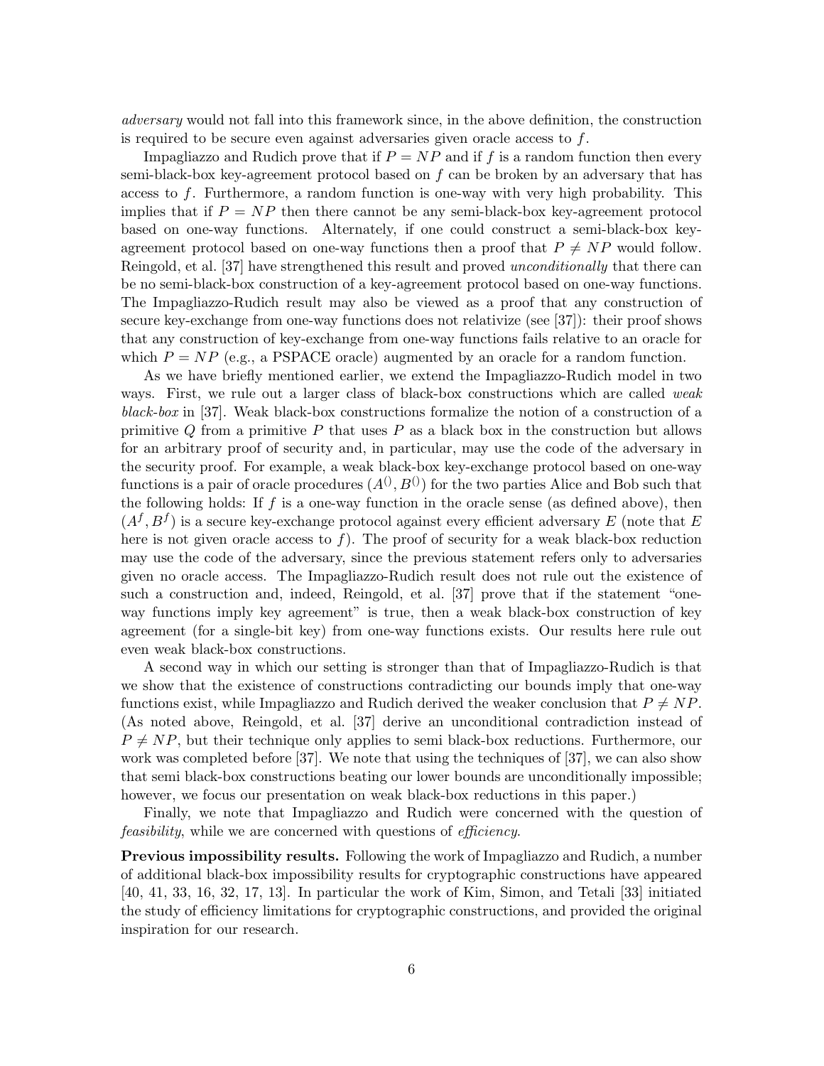*adversary* would not fall into this framework since, in the above definition, the construction is required to be secure even against adversaries given oracle access to $f$.

Impagliazzo and Rudich prove that if $P = NP$ and if $f$ is a random function then every semi-black-box key-agreement protocol based on $f$ can be broken by an adversary that has access to $f$. Furthermore, a random function is one-way with very high probability. This implies that if $P = NP$ then there cannot be any semi-black-box key-agreement protocol based on one-way functions. Alternately, if one could construct a semi-black-box key-agreement protocol based on one-way functions then a proof that $P \neq NP$ would follow. Reingold, et al. [37] have strengthened this result and proved *unconditionally* that there can be no semi-black-box construction of a key-agreement protocol based on one-way functions. The Impagliazzo-Rudich result may also be viewed as a proof that any construction of secure key-exchange from one-way functions does not relativize (see [37]): their proof shows that any construction of key-exchange from one-way functions fails relative to an oracle for which $P = NP$ (e.g., a PSPACE oracle) augmented by an oracle for a random function.

As we have briefly mentioned earlier, we extend the Impagliazzo-Rudich model in two ways. First, we rule out a larger class of black-box constructions which are called *weak black-box* in [37]. Weak black-box constructions formalize the notion of a construction of a primitive $Q$ from a primitive $P$ that uses $P$ as a black box in the construction but allows for an arbitrary proof of security and, in particular, may use the code of the adversary in the security proof. For example, a weak black-box key-exchange protocol based on one-way functions is a pair of oracle procedures $(A^{()}, B^{()})$ for the two parties Alice and Bob such that the following holds: If $f$ is a one-way function in the oracle sense (as defined above), then $(A^f, B^f)$ is a secure key-exchange protocol against every efficient adversary $E$ (note that $E$ here is not given oracle access to $f$). The proof of security for a weak black-box reduction may use the code of the adversary, since the previous statement refers only to adversaries given no oracle access. The Impagliazzo-Rudich result does not rule out the existence of such a construction and, indeed, Reingold, et al. [37] prove that if the statement "one-way functions imply key agreement" is true, then a weak black-box construction of key agreement (for a single-bit key) from one-way functions exists. Our results here rule out even weak black-box constructions.

A second way in which our setting is stronger than that of Impagliazzo-Rudich is that we show that the existence of constructions contradicting our bounds imply that one-way functions exist, while Impagliazzo and Rudich derived the weaker conclusion that $P \neq NP$. (As noted above, Reingold, et al. [37] derive an unconditional contradiction instead of $P \neq NP$, but their technique only applies to semi black-box reductions. Furthermore, our work was completed before [37]. We note that using the techniques of [37], we can also show that semi black-box constructions beating our lower bounds are unconditionally impossible; however, we focus our presentation on weak black-box reductions in this paper.)

Finally, we note that Impagliazzo and Rudich were concerned with the question of *feasibility*, while we are concerned with questions of *efficiency*.

**Previous impossibility results.** Following the work of Impagliazzo and Rudich, a number of additional black-box impossibility results for cryptographic constructions have appeared [40, 41, 33, 16, 32, 17, 13]. In particular the work of Kim, Simon, and Tetali [33] initiated the study of efficiency limitations for cryptographic constructions, and provided the original inspiration for our research.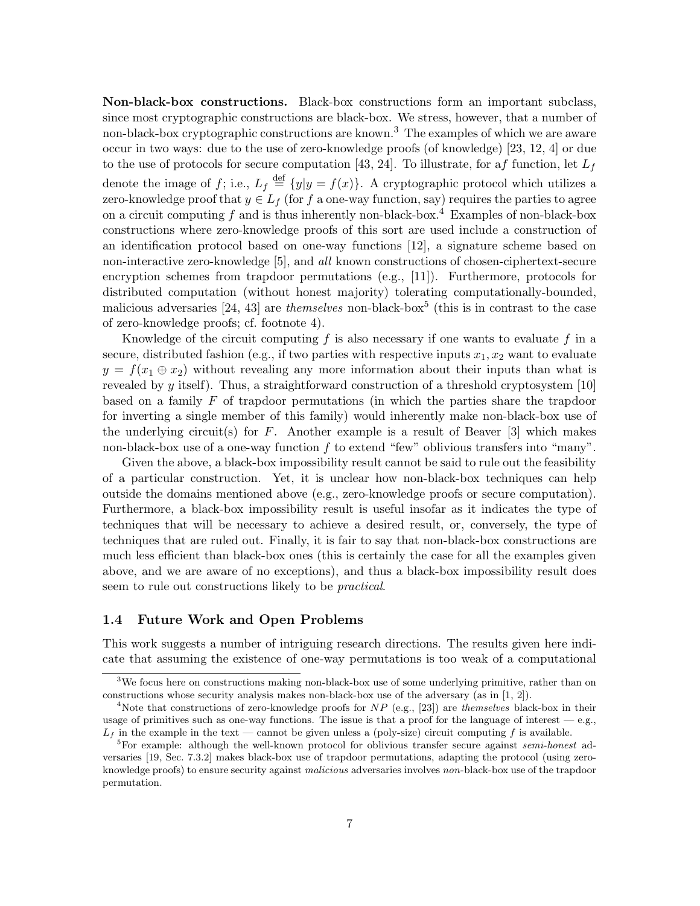**Non-black-box constructions.** Black-box constructions form an important subclass, since most cryptographic constructions are black-box. We stress, however, that a number of non-black-box cryptographic constructions are known.[3] The examples of which we are aware occur in two ways: due to the use of zero-knowledge proofs (of knowledge) [23, 12, 4] or due to the use of protocols for secure computation [43, 24]. To illustrate, for a$f$ function, let $L_f$ denote the image of $f$; i.e., $L_f \stackrel{\text{def}}{=} \{y | y = f(x)\}$. A cryptographic protocol which utilizes a zero-knowledge proof that $y \in L_f$ (for $f$ a one-way function, say) requires the parties to agree on a circuit computing $f$ and is thus inherently non-black-box.[4] Examples of non-black-box constructions where zero-knowledge proofs of this sort are used include a construction of an identification protocol based on one-way functions [12], a signature scheme based on non-interactive zero-knowledge [5], and *all* known constructions of chosen-ciphertext-secure encryption schemes from trapdoor permutations (e.g., [11]). Furthermore, protocols for distributed computation (without honest majority) tolerating computationally-bounded, malicious adversaries [24, 43] are *themselves* non-black-box[5] (this is in contrast to the case of zero-knowledge proofs; cf. footnote 4).

Knowledge of the circuit computing $f$ is also necessary if one wants to evaluate $f$ in a secure, distributed fashion (e.g., if two parties with respective inputs $x_1, x_2$ want to evaluate $y = f(x_1 \oplus x_2)$ without revealing any more information about their inputs than what is revealed by $y$ itself). Thus, a straightforward construction of a threshold cryptosystem [10] based on a family $F$ of trapdoor permutations (in which the parties share the trapdoor for inverting a single member of this family) would inherently make non-black-box use of the underlying circuit(s) for $F$. Another example is a result of Beaver [3] which makes non-black-box use of a one-way function $f$ to extend "few" oblivious transfers into "many".

Given the above, a black-box impossibility result cannot be said to rule out the feasibility of a particular construction. Yet, it is unclear how non-black-box techniques can help outside the domains mentioned above (e.g., zero-knowledge proofs or secure computation). Furthermore, a black-box impossibility result is useful insofar as it indicates the type of techniques that will be necessary to achieve a desired result, or, conversely, the type of techniques that are ruled out. Finally, it is fair to say that non-black-box constructions are much less efficient than black-box ones (this is certainly the case for all the examples given above, and we are aware of no exceptions), and thus a black-box impossibility result does seem to rule out constructions likely to be *practical*.

### 1.4 Future Work and Open Problems

This work suggests a number of intriguing research directions. The results given here indicate that assuming the existence of one-way permutations is too weak of a computational

---

[3] We focus here on constructions making non-black-box use of some underlying primitive, rather than on constructions whose security analysis makes non-black-box use of the adversary (as in [1, 2]).

[4] Note that constructions of zero-knowledge proofs for $NP$ (e.g., [23]) are *themselves* black-box in their usage of primitives such as one-way functions. The issue is that a proof for the language of interest — e.g., $L_f$ in the example in the text — cannot be given unless a (poly-size) circuit computing $f$ is available.

[5] For example: although the well-known protocol for oblivious transfer secure against *semi-honest* adversaries [19, Sec. 7.3.2] makes black-box use of trapdoor permutations, adapting the protocol (using zero-knowledge proofs) to ensure security against *malicious* adversaries involves *non*-black-box use of the trapdoor permutation.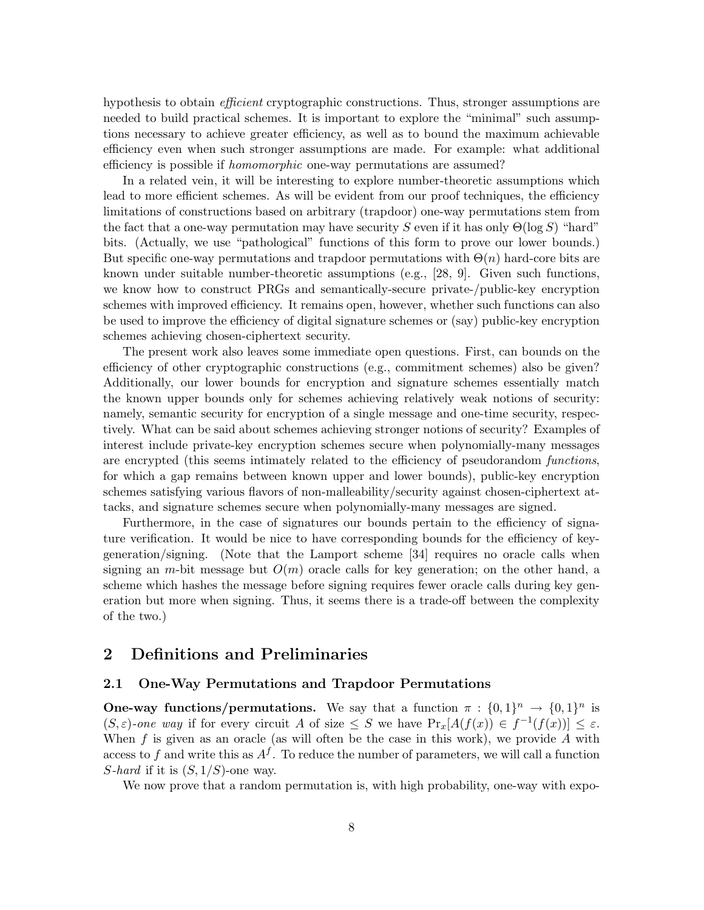hypothesis to obtain *efficient* cryptographic constructions. Thus, stronger assumptions are needed to build practical schemes. It is important to explore the "minimal" such assumptions necessary to achieve greater efficiency, as well as to bound the maximum achievable efficiency even when such stronger assumptions are made. For example: what additional efficiency is possible if *homomorphic* one-way permutations are assumed?

In a related vein, it will be interesting to explore number-theoretic assumptions which lead to more efficient schemes. As will be evident from our proof techniques, the efficiency limitations of constructions based on arbitrary (trapdoor) one-way permutations stem from the fact that a one-way permutation may have security $S$ even if it has only $\Theta(\log S)$ "hard" bits. (Actually, we use "pathological" functions of this form to prove our lower bounds.) But specific one-way permutations and trapdoor permutations with $\Theta(n)$ hard-core bits are known under suitable number-theoretic assumptions (e.g., [28, 9]. Given such functions, we know how to construct PRGs and semantically-secure private-/public-key encryption schemes with improved efficiency. It remains open, however, whether such functions can also be used to improve the efficiency of digital signature schemes or (say) public-key encryption schemes achieving chosen-ciphertext security.

The present work also leaves some immediate open questions. First, can bounds on the efficiency of other cryptographic constructions (e.g., commitment schemes) also be given? Additionally, our lower bounds for encryption and signature schemes essentially match the known upper bounds only for schemes achieving relatively weak notions of security: namely, semantic security for encryption of a single message and one-time security, respectively. What can be said about schemes achieving stronger notions of security? Examples of interest include private-key encryption schemes secure when polynomially-many messages are encrypted (this seems intimately related to the efficiency of pseudorandom *functions*, for which a gap remains between known upper and lower bounds), public-key encryption schemes satisfying various flavors of non-malleability/security against chosen-ciphertext attacks, and signature schemes secure when polynomially-many messages are signed.

Furthermore, in the case of signatures our bounds pertain to the efficiency of signature verification. It would be nice to have corresponding bounds for the efficiency of key-generation/signing. (Note that the Lamport scheme [34] requires no oracle calls when signing an $m$-bit message but $O(m)$ oracle calls for key generation; on the other hand, a scheme which hashes the message before signing requires fewer oracle calls during key generation but more when signing. Thus, it seems there is a trade-off between the complexity of the two.)

## 2 Definitions and Preliminaries

### 2.1 One-Way Permutations and Trapdoor Permutations

**One-way functions/permutations.** We say that a function $\pi : \{0,1\}^n \to \{0,1\}^n$ is $(S, \varepsilon)$-*one way* if for every circuit $A$ of size $\leq S$ we have $\Pr_x[A(f(x)) \in f^{-1}(f(x))] \leq \varepsilon$. When $f$ is given as an oracle (as will often be the case in this work), we provide $A$ with access to $f$ and write this as $A^f$. To reduce the number of parameters, we will call a function $S$-*hard* if it is $(S, 1/S)$-one way.

We now prove that a random permutation is, with high probability, one-way with expo-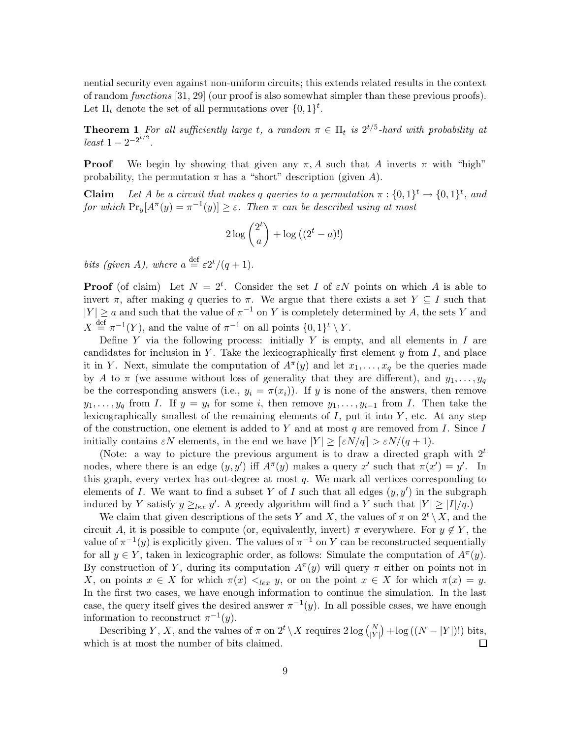nential security even against non-uniform circuits; this extends related results in the context of random *functions* [31, 29] (our proof is also somewhat simpler than these previous proofs). Let $\Pi_t$ denote the set of all permutations over $\{0,1\}^t$.

**Theorem 1** *For all sufficiently large $t$, a random $\pi \in \Pi_t$ is $2^{t/5}$-hard with probability at least $1 - 2^{-2^{t/2}}$.*

**Proof** We begin by showing that given any $\pi, A$ such that $A$ inverts $\pi$ with "high" probability, the permutation $\pi$ has a "short" description (given $A$).

**Claim** *Let $A$ be a circuit that makes $q$ queries to a permutation $\pi : \{0,1\}^t \to \{0,1\}^t$, and for which $\Pr_y[A^\pi(y) = \pi^{-1}(y)] \geq \varepsilon$. Then $\pi$ can be described using at most*

$$2 \log \binom{2^t}{a} + \log\left((2^t - a)!\right)$$

*bits (given $A$), where $a \stackrel{\text{def}}{=} \varepsilon 2^t/(q+1)$.*

**Proof** (of claim) Let $N = 2^t$. Consider the set $I$ of $\varepsilon N$ points on which $A$ is able to invert $\pi$, after making $q$ queries to $\pi$. We argue that there exists a set $Y \subseteq I$ such that $|Y| \geq a$ and such that the value of $\pi^{-1}$ on $Y$ is completely determined by $A$, the sets $Y$ and $X \stackrel{\text{def}}{=} \pi^{-1}(Y)$, and the value of $\pi^{-1}$ on all points $\{0,1\}^t \setminus Y$.

Define $Y$ via the following process: initially $Y$ is empty, and all elements in $I$ are candidates for inclusion in $Y$. Take the lexicographically first element $y$ from $I$, and place it in $Y$. Next, simulate the computation of $A^\pi(y)$ and let $x_1, \ldots, x_q$ be the queries made by $A$ to $\pi$ (we assume without loss of generality that they are different), and $y_1, \ldots, y_q$ be the corresponding answers (i.e., $y_i = \pi(x_i)$). If $y$ is none of the answers, then remove $y_1, \ldots, y_q$ from $I$. If $y = y_i$ for some $i$, then remove $y_1, \ldots, y_{i-1}$ from $I$. Then take the lexicographically smallest of the remaining elements of $I$, put it into $Y$, etc. At any step of the construction, one element is added to $Y$ and at most $q$ are removed from $I$. Since $I$ initially contains $\varepsilon N$ elements, in the end we have $|Y| \geq \lceil \varepsilon N/q \rceil > \varepsilon N/(q+1)$.

(Note: a way to picture the previous argument is to draw a directed graph with $2^t$ nodes, where there is an edge $(y, y')$ iff $A^\pi(y)$ makes a query $x'$ such that $\pi(x') = y'$. In this graph, every vertex has out-degree at most $q$. We mark all vertices corresponding to elements of $I$. We want to find a subset $Y$ of $I$ such that all edges $(y, y')$ in the subgraph induced by $Y$ satisfy $y \geq_{lex} y'$. A greedy algorithm will find a $Y$ such that $|Y| \geq |I|/q$.)

We claim that given descriptions of the sets $Y$ and $X$, the values of $\pi$ on $2^t \setminus X$, and the circuit $A$, it is possible to compute (or, equivalently, invert) $\pi$ everywhere. For $y \notin Y$, the value of $\pi^{-1}(y)$ is explicitly given. The values of $\pi^{-1}$ on $Y$ can be reconstructed sequentially for all $y \in Y$, taken in lexicographic order, as follows: Simulate the computation of $A^\pi(y)$. By construction of $Y$, during its computation $A^\pi(y)$ will query $\pi$ either on points not in $X$, on points $x \in X$ for which $\pi(x) <_{lex} y$, or on the point $x \in X$ for which $\pi(x) = y$. In the first two cases, we have enough information to continue the simulation. In the last case, the query itself gives the desired answer $\pi^{-1}(y)$. In all possible cases, we have enough information to reconstruct $\pi^{-1}(y)$.

Describing $Y$, $X$, and the values of $\pi$ on $2^t \setminus X$ requires $2 \log \binom{N}{|Y|} + \log\left((N - |Y|)!\right)$ bits, which is at most the number of bits claimed. $\square$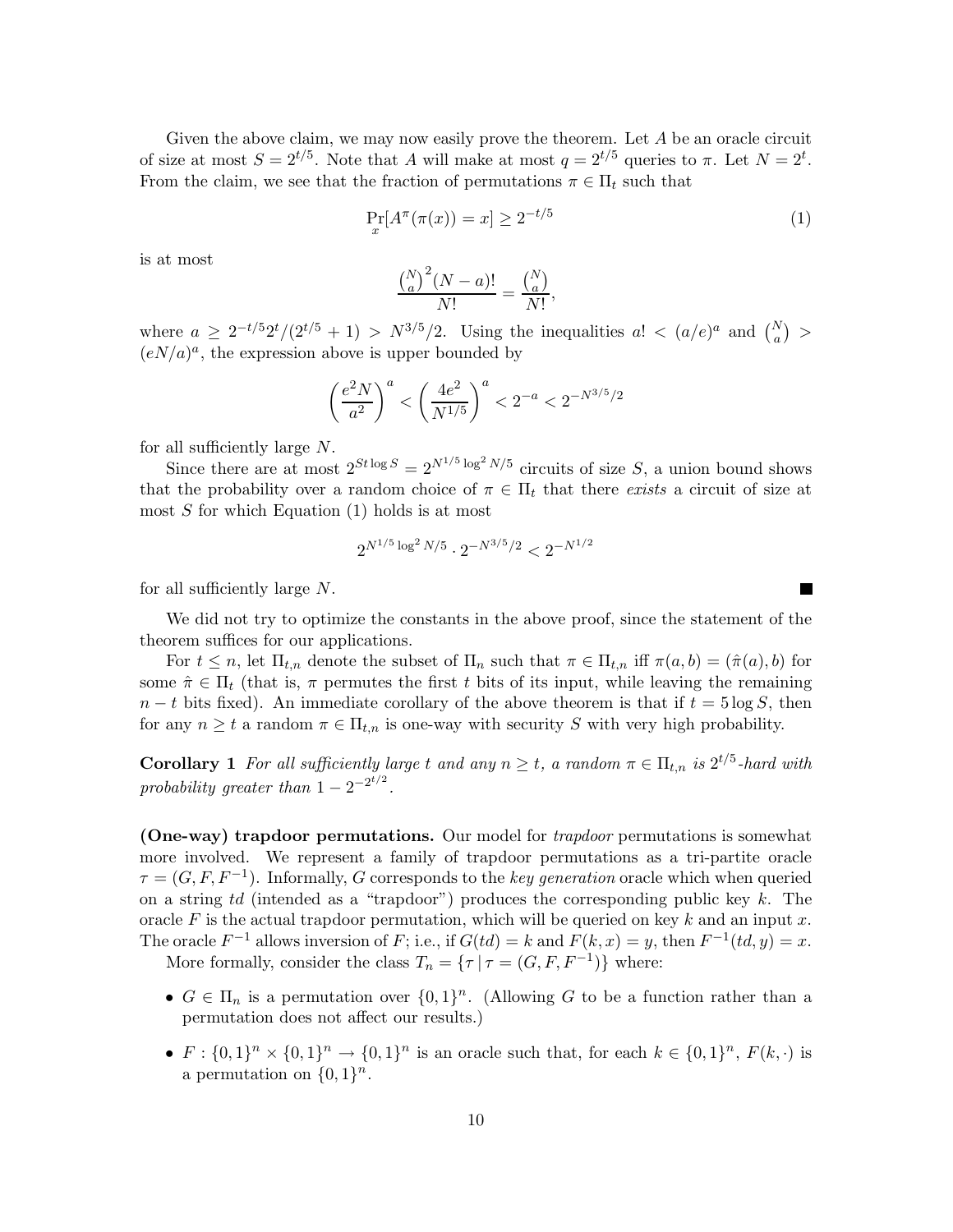Given the above claim, we may now easily prove the theorem. Let $A$ be an oracle circuit of size at most $S = 2^{t/5}$. Note that $A$ will make at most $q = 2^{t/5}$ queries to $\pi$. Let $N = 2^t$. From the claim, we see that the fraction of permutations $\pi \in \Pi_t$ such that

$$\Pr_x[A^\pi(\pi(x)) = x] \geq 2^{-t/5} \tag{1}$$

is at most

$$\frac{\binom{N}{a}^2 (N-a)!}{N!} = \frac{\binom{N}{a}}{N!},$$

where $a \geq 2^{-t/5} 2^t/(2^{t/5}+1) > N^{3/5}/2$. Using the inequalities $a! < (a/e)^a$ and $\binom{N}{a} > (eN/a)^a$, the expression above is upper bounded by

$$\left(\frac{e^2 N}{a^2}\right)^a < \left(\frac{4e^2}{N^{1/5}}\right)^a < 2^{-a} < 2^{-N^{3/5}/2}$$

for all sufficiently large $N$.

Since there are at most $2^{St\log S} = 2^{N^{1/5}\log^2 N/5}$ circuits of size $S$, a union bound shows that the probability over a random choice of $\pi \in \Pi_t$ that there *exists* a circuit of size at most $S$ for which Equation (1) holds is at most

$$2^{N^{1/5}\log^2 N/5} \cdot 2^{-N^{3/5}/2} < 2^{-N^{1/2}}$$

for all sufficiently large $N$. ■

We did not try to optimize the constants in the above proof, since the statement of the theorem suffices for our applications.

For $t \leq n$, let $\Pi_{t,n}$ denote the subset of $\Pi_n$ such that $\pi \in \Pi_{t,n}$ iff $\pi(a,b) = (\hat{\pi}(a), b)$ for some $\hat{\pi} \in \Pi_t$ (that is, $\pi$ permutes the first $t$ bits of its input, while leaving the remaining $n-t$ bits fixed). An immediate corollary of the above theorem is that if $t = 5\log S$, then for any $n \geq t$ a random $\pi \in \Pi_{t,n}$ is one-way with security $S$ with very high probability.

**Corollary 1** *For all sufficiently large $t$ and any $n \geq t$, a random $\pi \in \Pi_{t,n}$ is $2^{t/5}$-hard with probability greater than $1 - 2^{-2^{t/2}}$.*

**(One-way) trapdoor permutations.** Our model for *trapdoor* permutations is somewhat more involved. We represent a family of trapdoor permutations as a tri-partite oracle $\tau = (G, F, F^{-1})$. Informally, $G$ corresponds to the *key generation* oracle which when queried on a string $td$ (intended as a "trapdoor") produces the corresponding public key $k$. The oracle $F$ is the actual trapdoor permutation, which will be queried on key $k$ and an input $x$. The oracle $F^{-1}$ allows inversion of $F$; i.e., if $G(td) = k$ and $F(k,x) = y$, then $F^{-1}(td, y) = x$.

More formally, consider the class $T_n = \{\tau \mid \tau = (G, F, F^{-1})\}$ where:

- $G \in \Pi_n$ is a permutation over $\{0,1\}^n$. (Allowing $G$ to be a function rather than a permutation does not affect our results.)
- $F : \{0,1\}^n \times \{0,1\}^n \to \{0,1\}^n$ is an oracle such that, for each $k \in \{0,1\}^n$, $F(k, \cdot)$ is a permutation on $\{0,1\}^n$.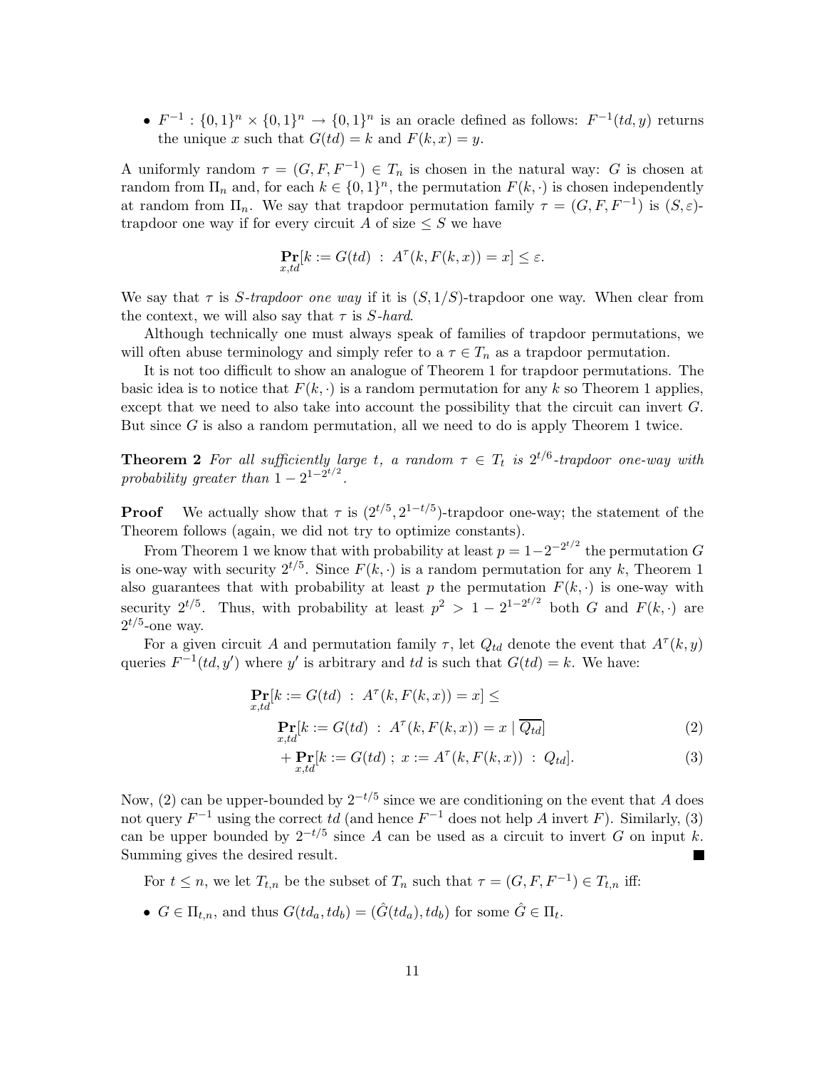- $F^{-1} : \{0,1\}^n \times \{0,1\}^n \rightarrow \{0,1\}^n$ is an oracle defined as follows: $F^{-1}(td, y)$ returns the unique $x$ such that $G(td) = k$ and $F(k, x) = y$.

A uniformly random $\tau = (G, F, F^{-1}) \in T_n$ is chosen in the natural way: $G$ is chosen at random from $\Pi_n$ and, for each $k \in \{0,1\}^n$, the permutation $F(k, \cdot)$ is chosen independently at random from $\Pi_n$. We say that trapdoor permutation family $\tau = (G, F, F^{-1})$ is $(S, \varepsilon)$-trapdoor one way if for every circuit $A$ of size $\leq S$ we have

$$\Pr_{x,td}[k := G(td) \ : \ A^{\tau}(k, F(k,x)) = x] \leq \varepsilon.$$

We say that $\tau$ is *$S$-trapdoor one way* if it is $(S, 1/S)$-trapdoor one way. When clear from the context, we will also say that $\tau$ is *$S$-hard*.

Although technically one must always speak of families of trapdoor permutations, we will often abuse terminology and simply refer to a $\tau \in T_n$ as a trapdoor permutation.

It is not too difficult to show an analogue of Theorem 1 for trapdoor permutations. The basic idea is to notice that $F(k, \cdot)$ is a random permutation for any $k$ so Theorem 1 applies, except that we need to also take into account the possibility that the circuit can invert $G$. But since $G$ is also a random permutation, all we need to do is apply Theorem 1 twice.

**Theorem 2** *For all sufficiently large $t$, a random $\tau \in T_t$ is $2^{t/6}$-trapdoor one-way with probability greater than $1 - 2^{1-2^{t/2}}$.*

**Proof** We actually show that $\tau$ is $(2^{t/5}, 2^{1-t/5})$-trapdoor one-way; the statement of the Theorem follows (again, we did not try to optimize constants).

From Theorem 1 we know that with probability at least $p = 1-2^{-2^{t/2}}$ the permutation $G$ is one-way with security $2^{t/5}$. Since $F(k, \cdot)$ is a random permutation for any $k$, Theorem 1 also guarantees that with probability at least $p$ the permutation $F(k, \cdot)$ is one-way with security $2^{t/5}$. Thus, with probability at least $p^2 > 1 - 2^{1-2^{t/2}}$ both $G$ and $F(k, \cdot)$ are $2^{t/5}$-one way.

For a given circuit $A$ and permutation family $\tau$, let $Q_{td}$ denote the event that $A^{\tau}(k, y)$ queries $F^{-1}(td, y')$ where $y'$ is arbitrary and $td$ is such that $G(td) = k$. We have:

$$\begin{aligned}
&\Pr_{x,td}[k := G(td) \ : \ A^{\tau}(k, F(k,x)) = x] \leq \\
&\qquad \Pr_{x,td}[k := G(td) \ : \ A^{\tau}(k, F(k,x)) = x \mid \overline{Q_{td}}] \qquad (2)\\
&\qquad + \Pr_{x,td}[k := G(td) \ ; \ x := A^{\tau}(k, F(k,x)) \ : \ Q_{td}]. \qquad (3)
\end{aligned}$$

Now, (2) can be upper-bounded by $2^{-t/5}$ since we are conditioning on the event that $A$ does not query $F^{-1}$ using the correct $td$ (and hence $F^{-1}$ does not help $A$ invert $F$). Similarly, (3) can be upper bounded by $2^{-t/5}$ since $A$ can be used as a circuit to invert $G$ on input $k$. Summing gives the desired result. ■

For $t \leq n$, we let $T_{t,n}$ be the subset of $T_n$ such that $\tau = (G, F, F^{-1}) \in T_{t,n}$ iff:

- $G \in \Pi_{t,n}$, and thus $G(td_a, td_b) = (\hat{G}(td_a), td_b)$ for some $\hat{G} \in \Pi_t$.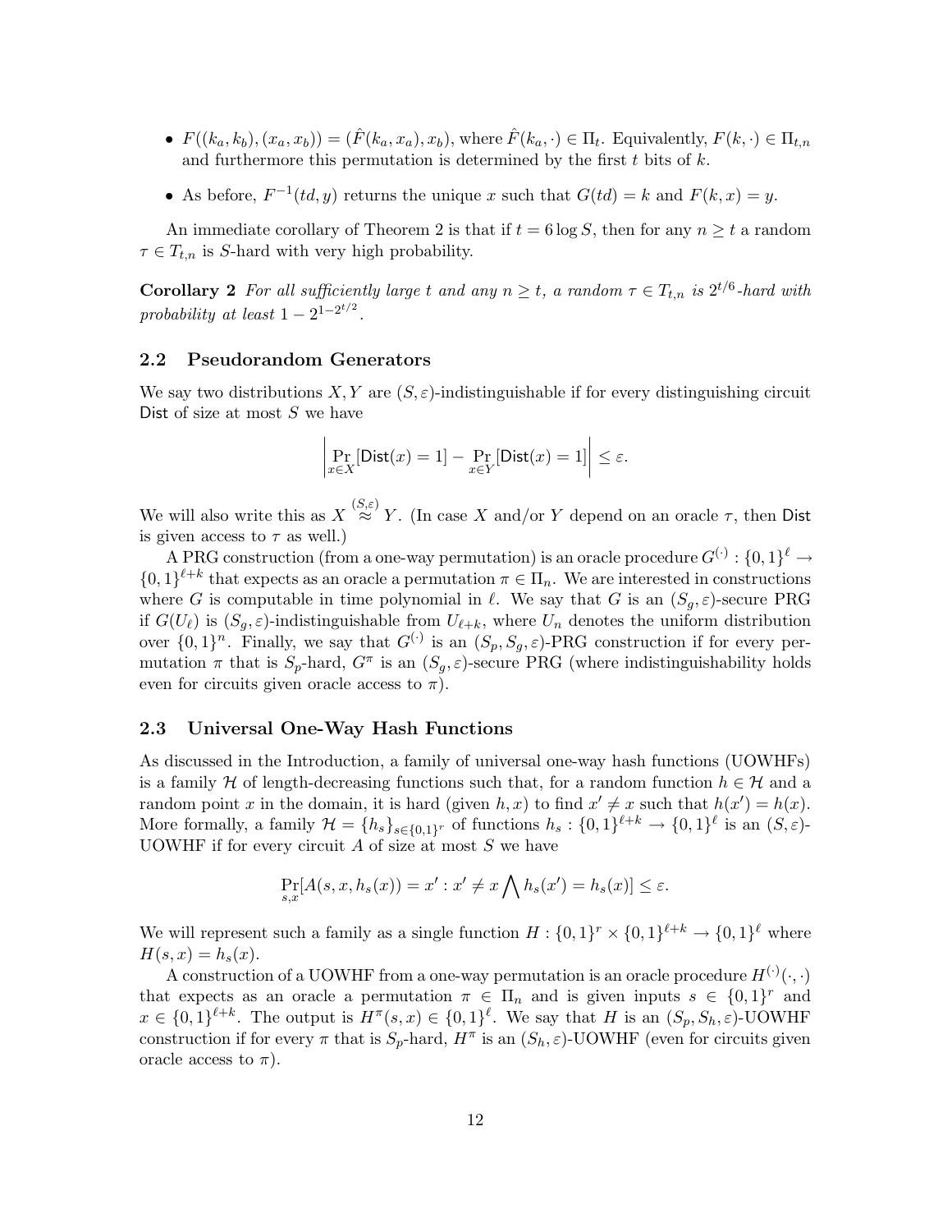- $F((k_a, k_b), (x_a, x_b)) = (\hat{F}(k_a, x_a), x_b)$, where $\hat{F}(k_a, \cdot) \in \Pi_t$. Equivalently, $F(k, \cdot) \in \Pi_{t,n}$ and furthermore this permutation is determined by the first $t$ bits of $k$.
- As before, $F^{-1}(td, y)$ returns the unique $x$ such that $G(td) = k$ and $F(k, x) = y$.

An immediate corollary of Theorem 2 is that if $t = 6 \log S$, then for any $n \geq t$ a random $\tau \in T_{t,n}$ is $S$-hard with very high probability.

**Corollary 2** *For all sufficiently large $t$ and any $n \geq t$, a random $\tau \in T_{t,n}$ is $2^{t/6}$-hard with probability at least $1 - 2^{1-2^{t/2}}$.*

### 2.2 Pseudorandom Generators

We say two distributions $X, Y$ are $(S, \varepsilon)$-indistinguishable if for every distinguishing circuit $\mathsf{Dist}$ of size at most $S$ we have

$$\left| \Pr_{x \in X}[\mathsf{Dist}(x) = 1] - \Pr_{x \in Y}[\mathsf{Dist}(x) = 1] \right| \leq \varepsilon.$$

We will also write this as $X \overset{(S,\varepsilon)}{\approx} Y$. (In case $X$ and/or $Y$ depend on an oracle $\tau$, then $\mathsf{Dist}$ is given access to $\tau$ as well.)

A PRG construction (from a one-way permutation) is an oracle procedure $G^{(\cdot)} : \{0,1\}^\ell \to \{0,1\}^{\ell+k}$ that expects as an oracle a permutation $\pi \in \Pi_n$. We are interested in constructions where $G$ is computable in time polynomial in $\ell$. We say that $G$ is an $(S_g, \varepsilon)$-secure PRG if $G(U_\ell)$ is $(S_g, \varepsilon)$-indistinguishable from $U_{\ell+k}$, where $U_n$ denotes the uniform distribution over $\{0,1\}^n$. Finally, we say that $G^{(\cdot)}$ is an $(S_p, S_g, \varepsilon)$-PRG construction if for every permutation $\pi$ that is $S_p$-hard, $G^\pi$ is an $(S_g, \varepsilon)$-secure PRG (where indistinguishability holds even for circuits given oracle access to $\pi$).

### 2.3 Universal One-Way Hash Functions

As discussed in the Introduction, a family of universal one-way hash functions (UOWHFs) is a family $\mathcal{H}$ of length-decreasing functions such that, for a random function $h \in \mathcal{H}$ and a random point $x$ in the domain, it is hard (given $h, x$) to find $x' \neq x$ such that $h(x') = h(x)$. More formally, a family $\mathcal{H} = \{h_s\}_{s \in \{0,1\}^r}$ of functions $h_s : \{0,1\}^{\ell+k} \to \{0,1\}^\ell$ is an $(S, \varepsilon)$-UOWHF if for every circuit $A$ of size at most $S$ we have

$$\Pr_{s,x}[A(s, x, h_s(x)) = x' : x' \neq x \bigwedge h_s(x') = h_s(x)] \leq \varepsilon.$$

We will represent such a family as a single function $H : \{0,1\}^r \times \{0,1\}^{\ell+k} \to \{0,1\}^\ell$ where $H(s, x) = h_s(x)$.

A construction of a UOWHF from a one-way permutation is an oracle procedure $H^{(\cdot)}(\cdot, \cdot)$ that expects as an oracle a permutation $\pi \in \Pi_n$ and is given inputs $s \in \{0,1\}^r$ and $x \in \{0,1\}^{\ell+k}$. The output is $H^\pi(s, x) \in \{0,1\}^\ell$. We say that $H$ is an $(S_p, S_h, \varepsilon)$-UOWHF construction if for every $\pi$ that is $S_p$-hard, $H^\pi$ is an $(S_h, \varepsilon)$-UOWHF (even for circuits given oracle access to $\pi$).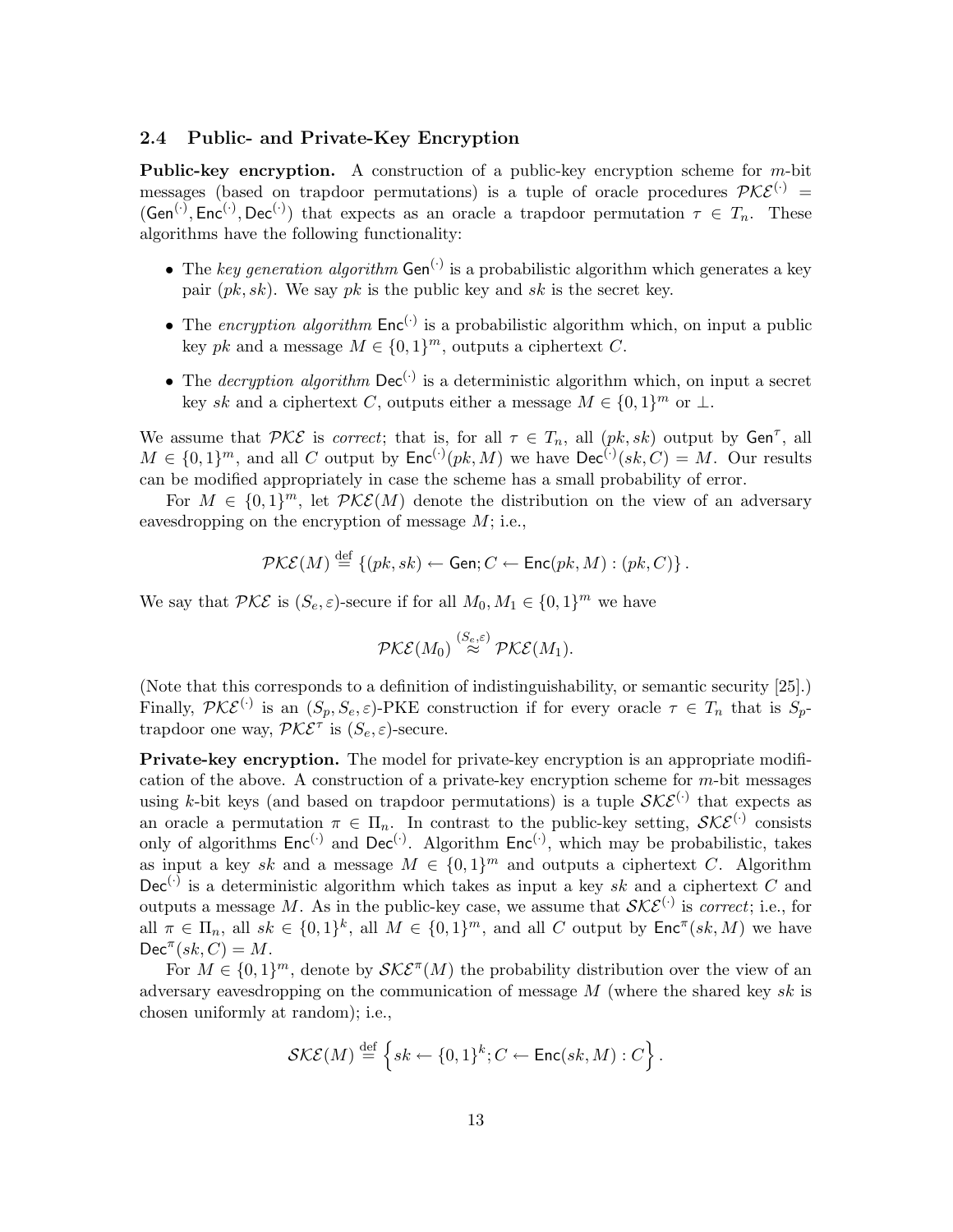### 2.4 Public- and Private-Key Encryption

**Public-key encryption.** A construction of a public-key encryption scheme for $m$-bit messages (based on trapdoor permutations) is a tuple of oracle procedures $\mathcal{PKE}^{(\cdot)} = (\mathsf{Gen}^{(\cdot)}, \mathsf{Enc}^{(\cdot)}, \mathsf{Dec}^{(\cdot)})$ that expects as an oracle a trapdoor permutation $\tau \in T_n$. These algorithms have the following functionality:

- The *key generation algorithm* $\mathsf{Gen}^{(\cdot)}$ is a probabilistic algorithm which generates a key pair $(pk, sk)$. We say $pk$ is the public key and $sk$ is the secret key.
- The *encryption algorithm* $\mathsf{Enc}^{(\cdot)}$ is a probabilistic algorithm which, on input a public key $pk$ and a message $M \in \{0,1\}^m$, outputs a ciphertext $C$.
- The *decryption algorithm* $\mathsf{Dec}^{(\cdot)}$ is a deterministic algorithm which, on input a secret key $sk$ and a ciphertext $C$, outputs either a message $M \in \{0,1\}^m$ or $\perp$.

We assume that $\mathcal{PKE}$ is *correct*; that is, for all $\tau \in T_n$, all $(pk, sk)$ output by $\mathsf{Gen}^{\tau}$, all $M \in \{0,1\}^m$, and all $C$ output by $\mathsf{Enc}^{(\cdot)}(pk, M)$ we have $\mathsf{Dec}^{(\cdot)}(sk, C) = M$. Our results can be modified appropriately in case the scheme has a small probability of error.

For $M \in \{0,1\}^m$, let $\mathcal{PKE}(M)$ denote the distribution on the view of an adversary eavesdropping on the encryption of message $M$; i.e.,

$$\mathcal{PKE}(M) \stackrel{\text{def}}{=} \{(pk, sk) \leftarrow \mathsf{Gen}; C \leftarrow \mathsf{Enc}(pk, M) : (pk, C)\}.$$

We say that $\mathcal{PKE}$ is $(S_e, \varepsilon)$-secure if for all $M_0, M_1 \in \{0,1\}^m$ we have

$$\mathcal{PKE}(M_0) \stackrel{(S_e,\varepsilon)}{\approx} \mathcal{PKE}(M_1).$$

(Note that this corresponds to a definition of indistinguishability, or semantic security [25].) Finally, $\mathcal{PKE}^{(\cdot)}$ is an $(S_p, S_e, \varepsilon)$-PKE construction if for every oracle $\tau \in T_n$ that is $S_p$-trapdoor one way, $\mathcal{PKE}^{\tau}$ is $(S_e, \varepsilon)$-secure.

**Private-key encryption.** The model for private-key encryption is an appropriate modification of the above. A construction of a private-key encryption scheme for $m$-bit messages using $k$-bit keys (and based on trapdoor permutations) is a tuple $\mathcal{SKE}^{(\cdot)}$ that expects as an oracle a permutation $\pi \in \Pi_n$. In contrast to the public-key setting, $\mathcal{SKE}^{(\cdot)}$ consists only of algorithms $\mathsf{Enc}^{(\cdot)}$ and $\mathsf{Dec}^{(\cdot)}$. Algorithm $\mathsf{Enc}^{(\cdot)}$, which may be probabilistic, takes as input a key $sk$ and a message $M \in \{0,1\}^m$ and outputs a ciphertext $C$. Algorithm $\mathsf{Dec}^{(\cdot)}$ is a deterministic algorithm which takes as input a key $sk$ and a ciphertext $C$ and outputs a message $M$. As in the public-key case, we assume that $\mathcal{SKE}^{(\cdot)}$ is *correct*; i.e., for all $\pi \in \Pi_n$, all $sk \in \{0,1\}^k$, all $M \in \{0,1\}^m$, and all $C$ output by $\mathsf{Enc}^{\pi}(sk, M)$ we have $\mathsf{Dec}^{\pi}(sk, C) = M$.

For $M \in \{0,1\}^m$, denote by $\mathcal{SKE}^{\pi}(M)$ the probability distribution over the view of an adversary eavesdropping on the communication of message $M$ (where the shared key $sk$ is chosen uniformly at random); i.e.,

$$\mathcal{SKE}(M) \stackrel{\text{def}}{=} \left\{ sk \leftarrow \{0,1\}^k; C \leftarrow \mathsf{Enc}(sk, M) : C \right\}.$$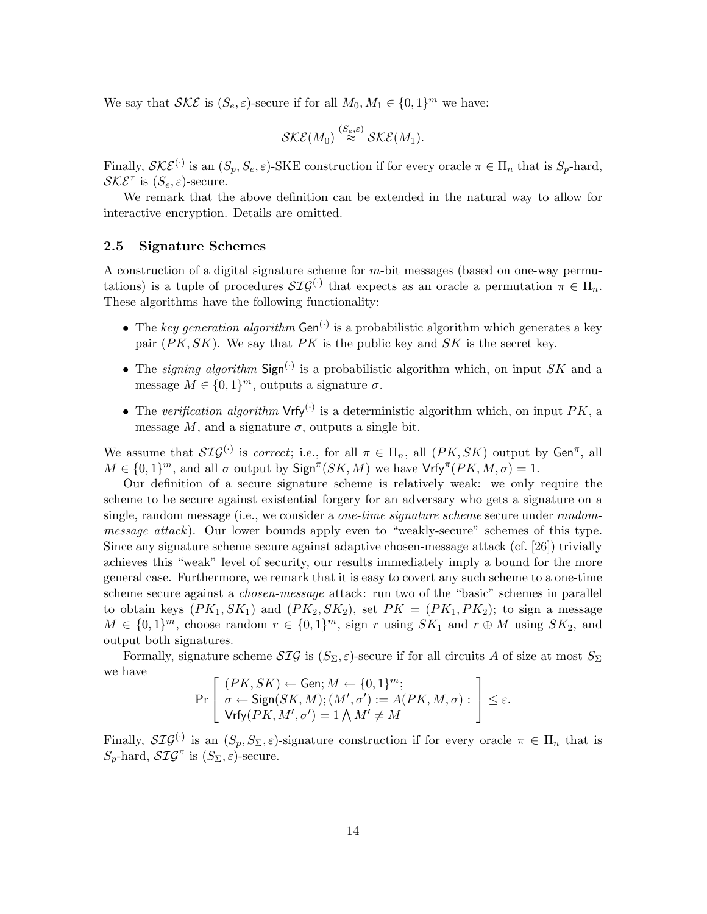We say that $\mathcal{SKE}$ is $(S_e, \varepsilon)$-secure if for all $M_0, M_1 \in \{0,1\}^m$ we have:

$$\mathcal{SKE}(M_0) \overset{(S_e,\varepsilon)}{\approx} \mathcal{SKE}(M_1).$$

Finally, $\mathcal{SKE}^{(\cdot)}$ is an $(S_p, S_e, \varepsilon)$-SKE construction if for every oracle $\pi \in \Pi_n$ that is $S_p$-hard, $\mathcal{SKE}^{\tau}$ is $(S_e, \varepsilon)$-secure.

We remark that the above definition can be extended in the natural way to allow for interactive encryption. Details are omitted.

### 2.5 Signature Schemes

A construction of a digital signature scheme for $m$-bit messages (based on one-way permutations) is a tuple of procedures $\mathcal{SIG}^{(\cdot)}$ that expects as an oracle a permutation $\pi \in \Pi_n$. These algorithms have the following functionality:

- The *key generation algorithm* $\mathsf{Gen}^{(\cdot)}$ is a probabilistic algorithm which generates a key pair $(PK, SK)$. We say that $PK$ is the public key and $SK$ is the secret key.
- The *signing algorithm* $\mathsf{Sign}^{(\cdot)}$ is a probabilistic algorithm which, on input $SK$ and a message $M \in \{0,1\}^m$, outputs a signature $\sigma$.
- The *verification algorithm* $\mathsf{Vrfy}^{(\cdot)}$ is a deterministic algorithm which, on input $PK$, a message $M$, and a signature $\sigma$, outputs a single bit.

We assume that $\mathcal{SIG}^{(\cdot)}$ is *correct*; i.e., for all $\pi \in \Pi_n$, all $(PK, SK)$ output by $\mathsf{Gen}^{\pi}$, all $M \in \{0,1\}^m$, and all $\sigma$ output by $\mathsf{Sign}^{\pi}(SK, M)$ we have $\mathsf{Vrfy}^{\pi}(PK, M, \sigma) = 1$.

Our definition of a secure signature scheme is relatively weak: we only require the scheme to be secure against existential forgery for an adversary who gets a signature on a single, random message (i.e., we consider a *one-time signature scheme* secure under *random-message attack*). Our lower bounds apply even to "weakly-secure" schemes of this type. Since any signature scheme secure against adaptive chosen-message attack (cf. [26]) trivially achieves this "weak" level of security, our results immediately imply a bound for the more general case. Furthermore, we remark that it is easy to covert any such scheme to a one-time scheme secure against a *chosen-message* attack: run two of the "basic" schemes in parallel to obtain keys $(PK_1, SK_1)$ and $(PK_2, SK_2)$, set $PK = (PK_1, PK_2)$; to sign a message $M \in \{0,1\}^m$, choose random $r \in \{0,1\}^m$, sign $r$ using $SK_1$ and $r \oplus M$ using $SK_2$, and output both signatures.

Formally, signature scheme $\mathcal{SIG}$ is $(S_\Sigma, \varepsilon)$-secure if for all circuits $A$ of size at most $S_\Sigma$ we have

$$\Pr\left[\begin{array}{l}(PK, SK) \leftarrow \mathsf{Gen}; M \leftarrow \{0,1\}^m;\\ \sigma \leftarrow \mathsf{Sign}(SK, M); (M', \sigma') := A(PK, M, \sigma):\\ \mathsf{Vrfy}(PK, M', \sigma') = 1 \bigwedge M' \neq M\end{array}\right] \leq \varepsilon.$$

Finally, $\mathcal{SIG}^{(\cdot)}$ is an $(S_p, S_\Sigma, \varepsilon)$-signature construction if for every oracle $\pi \in \Pi_n$ that is $S_p$-hard, $\mathcal{SIG}^{\pi}$ is $(S_\Sigma, \varepsilon)$-secure.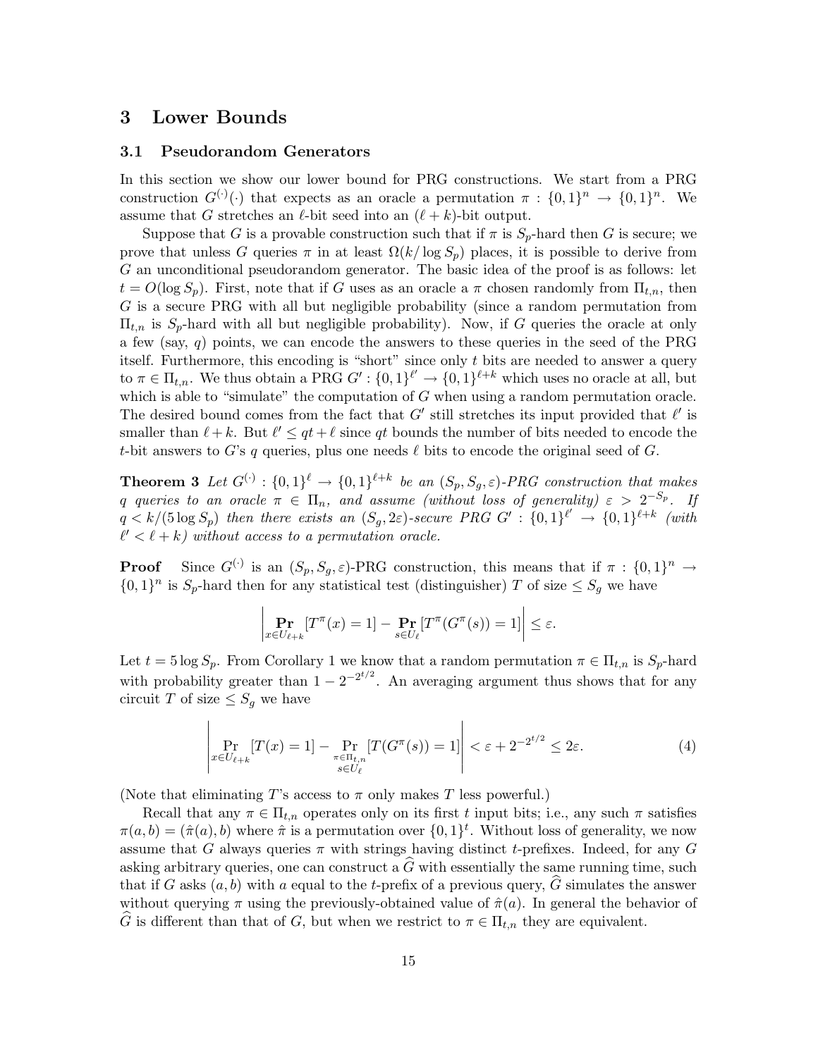# 3 Lower Bounds

## 3.1 Pseudorandom Generators

In this section we show our lower bound for PRG constructions. We start from a PRG construction $G^{(\cdot)}(\cdot)$ that expects as an oracle a permutation $\pi : \{0,1\}^n \to \{0,1\}^n$. We assume that $G$ stretches an $\ell$-bit seed into an $(\ell + k)$-bit output.

Suppose that $G$ is a provable construction such that if $\pi$ is $S_p$-hard then $G$ is secure; we prove that unless $G$ queries $\pi$ in at least $\Omega(k/\log S_p)$ places, it is possible to derive from $G$ an unconditional pseudorandom generator. The basic idea of the proof is as follows: let $t = O(\log S_p)$. First, note that if $G$ uses as an oracle a $\pi$ chosen randomly from $\Pi_{t,n}$, then $G$ is a secure PRG with all but negligible probability (since a random permutation from $\Pi_{t,n}$ is $S_p$-hard with all but negligible probability). Now, if $G$ queries the oracle at only a few (say, $q$) points, we can encode the answers to these queries in the seed of the PRG itself. Furthermore, this encoding is "short" since only $t$ bits are needed to answer a query to $\pi \in \Pi_{t,n}$. We thus obtain a PRG $G' : \{0,1\}^{\ell'} \to \{0,1\}^{\ell+k}$ which uses no oracle at all, but which is able to "simulate" the computation of $G$ when using a random permutation oracle. The desired bound comes from the fact that $G'$ still stretches its input provided that $\ell'$ is smaller than $\ell + k$. But $\ell' \leq qt + \ell$ since $qt$ bounds the number of bits needed to encode the $t$-bit answers to $G$'s $q$ queries, plus one needs $\ell$ bits to encode the original seed of $G$.

**Theorem 3** *Let $G^{(\cdot)} : \{0,1\}^\ell \to \{0,1\}^{\ell+k}$ be an $(S_p, S_g, \varepsilon)$-PRG construction that makes $q$ queries to an oracle $\pi \in \Pi_n$, and assume (without loss of generality) $\varepsilon > 2^{-S_p}$. If $q < k/(5 \log S_p)$ then there exists an $(S_g, 2\varepsilon)$-secure PRG $G' : \{0,1\}^{\ell'} \to \{0,1\}^{\ell+k}$ (with $\ell' < \ell + k$) without access to a permutation oracle.*

**Proof** Since $G^{(\cdot)}$ is an $(S_p, S_g, \varepsilon)$-PRG construction, this means that if $\pi : \{0,1\}^n \to \{0,1\}^n$ is $S_p$-hard then for any statistical test (distinguisher) $T$ of size $\leq S_g$ we have

$$\left| \mathop{\mathbf{Pr}}_{x \in U_{\ell+k}}[T^\pi(x) = 1] - \mathop{\mathbf{Pr}}_{s \in U_\ell}[T^\pi(G^\pi(s)) = 1] \right| \leq \varepsilon.$$

Let $t = 5 \log S_p$. From Corollary 1 we know that a random permutation $\pi \in \Pi_{t,n}$ is $S_p$-hard with probability greater than $1 - 2^{-2^{t/2}}$. An averaging argument thus shows that for any circuit $T$ of size $\leq S_g$ we have

$$\left| \Pr_{x \in U_{\ell+k}}[T(x) = 1] - \Pr_{\substack{\pi \in \Pi_{t,n} \\ s \in U_\ell}}[T(G^\pi(s)) = 1] \right| < \varepsilon + 2^{-2^{t/2}} \leq 2\varepsilon. \tag{4}$$

(Note that eliminating $T$'s access to $\pi$ only makes $T$ less powerful.)

Recall that any $\pi \in \Pi_{t,n}$ operates only on its first $t$ input bits; i.e., any such $\pi$ satisfies $\pi(a, b) = (\hat{\pi}(a), b)$ where $\hat{\pi}$ is a permutation over $\{0,1\}^t$. Without loss of generality, we now assume that $G$ always queries $\pi$ with strings having distinct $t$-prefixes. Indeed, for any $G$ asking arbitrary queries, one can construct a $\widehat{G}$ with essentially the same running time, such that if $G$ asks $(a, b)$ with $a$ equal to the $t$-prefix of a previous query, $\widehat{G}$ simulates the answer without querying $\pi$ using the previously-obtained value of $\hat{\pi}(a)$. In general the behavior of $\widehat{G}$ is different than that of $G$, but when we restrict to $\pi \in \Pi_{t,n}$ they are equivalent.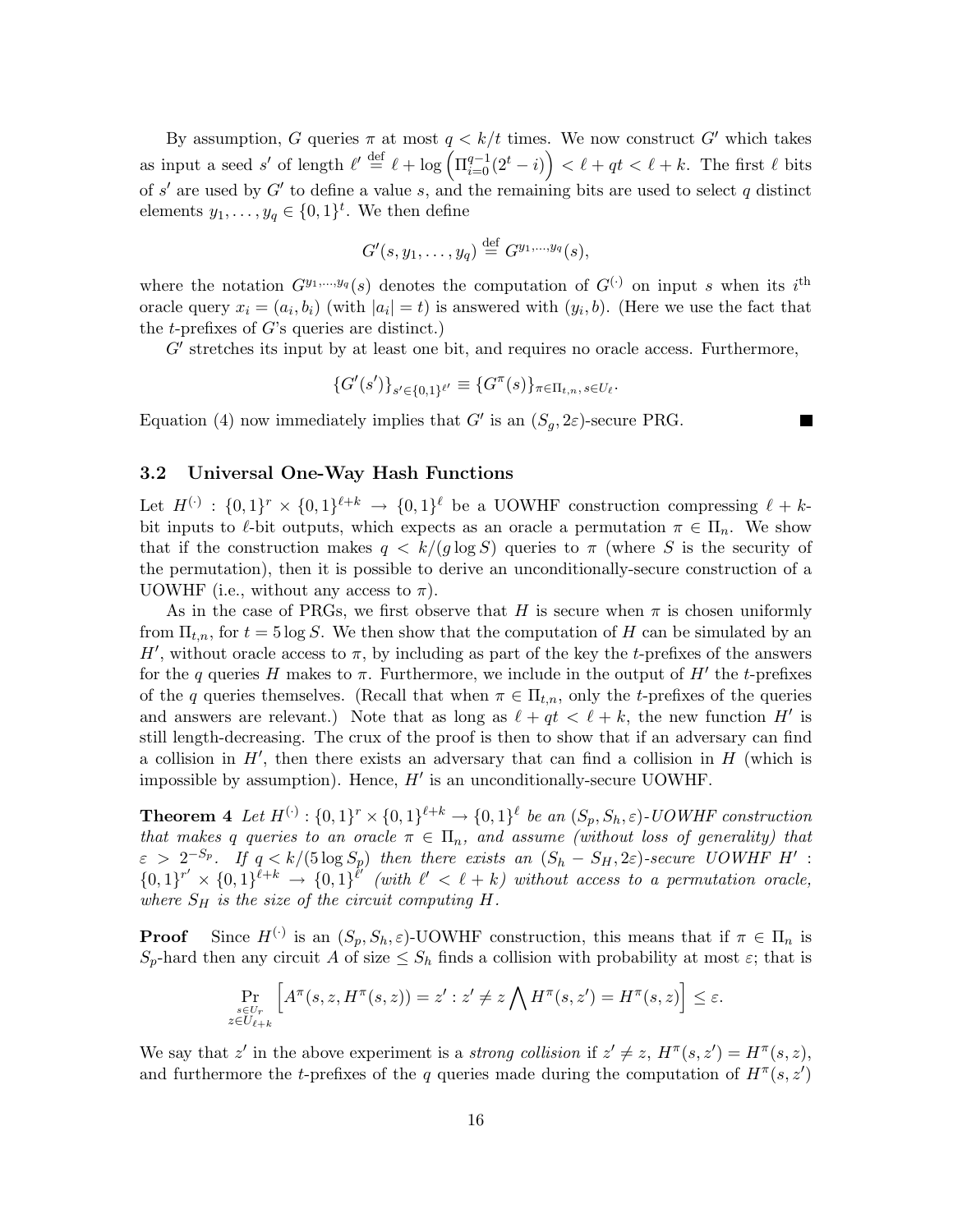By assumption, $G$ queries $\pi$ at most $q < k/t$ times. We now construct $G'$ which takes as input a seed $s'$ of length $\ell' \stackrel{\text{def}}{=} \ell + \log\left(\Pi_{i=0}^{q-1}(2^t - i)\right) < \ell + qt < \ell + k$. The first $\ell$ bits of $s'$ are used by $G'$ to define a value $s$, and the remaining bits are used to select $q$ distinct elements $y_1, \ldots, y_q \in \{0,1\}^t$. We then define

$$G'(s, y_1, \ldots, y_q) \stackrel{\text{def}}{=} G^{y_1,\ldots,y_q}(s),$$

where the notation $G^{y_1,\ldots,y_q}(s)$ denotes the computation of $G^{(\cdot)}$ on input $s$ when its $i^{\text{th}}$ oracle query $x_i = (a_i, b_i)$ (with $|a_i| = t$) is answered with $(y_i, b)$. (Here we use the fact that the $t$-prefixes of $G$'s queries are distinct.)

$G'$ stretches its input by at least one bit, and requires no oracle access. Furthermore,

$$\{G'(s')\}_{s' \in \{0,1\}^{\ell'}} \equiv \{G^\pi(s)\}_{\pi \in \Pi_{t,n},\, s \in U_\ell}.$$

Equation (4) now immediately implies that $G'$ is an $(S_g, 2\varepsilon)$-secure PRG. ■

### 3.2 Universal One-Way Hash Functions

Let $H^{(\cdot)} : \{0,1\}^r \times \{0,1\}^{\ell+k} \to \{0,1\}^\ell$ be a UOWHF construction compressing $\ell + k$-bit inputs to $\ell$-bit outputs, which expects as an oracle a permutation $\pi \in \Pi_n$. We show that if the construction makes $q < k/(g \log S)$ queries to $\pi$ (where $S$ is the security of the permutation), then it is possible to derive an unconditionally-secure construction of a UOWHF (i.e., without any access to $\pi$).

As in the case of PRGs, we first observe that $H$ is secure when $\pi$ is chosen uniformly from $\Pi_{t,n}$, for $t = 5 \log S$. We then show that the computation of $H$ can be simulated by an $H'$, without oracle access to $\pi$, by including as part of the key the $t$-prefixes of the answers for the $q$ queries $H$ makes to $\pi$. Furthermore, we include in the output of $H'$ the $t$-prefixes of the $q$ queries themselves. (Recall that when $\pi \in \Pi_{t,n}$, only the $t$-prefixes of the queries and answers are relevant.) Note that as long as $\ell + qt < \ell + k$, the new function $H'$ is still length-decreasing. The crux of the proof is then to show that if an adversary can find a collision in $H'$, then there exists an adversary that can find a collision in $H$ (which is impossible by assumption). Hence, $H'$ is an unconditionally-secure UOWHF.

**Theorem 4** *Let $H^{(\cdot)} : \{0,1\}^r \times \{0,1\}^{\ell+k} \to \{0,1\}^\ell$ be an $(S_p, S_h, \varepsilon)$-UOWHF construction that makes $q$ queries to an oracle $\pi \in \Pi_n$, and assume (without loss of generality) that $\varepsilon > 2^{-S_p}$. If $q < k/(5 \log S_p)$ then there exists an $(S_h - S_H, 2\varepsilon)$-secure UOWHF $H' : \{0,1\}^{r'} \times \{0,1\}^{\ell+k} \to \{0,1\}^{\ell'}$ (with $\ell' < \ell + k$) without access to a permutation oracle, where $S_H$ is the size of the circuit computing $H$.*

**Proof** Since $H^{(\cdot)}$ is an $(S_p, S_h, \varepsilon)$-UOWHF construction, this means that if $\pi \in \Pi_n$ is $S_p$-hard then any circuit $A$ of size $\le S_h$ finds a collision with probability at most $\varepsilon$; that is

$$\Pr_{\substack{s \in U_r \\ z \in U_{\ell+k}}}\left[A^\pi(s, z, H^\pi(s,z)) = z' : z' \neq z \bigwedge H^\pi(s, z') = H^\pi(s, z)\right] \le \varepsilon.$$

We say that $z'$ in the above experiment is a *strong collision* if $z' \neq z$, $H^\pi(s, z') = H^\pi(s, z)$, and furthermore the $t$-prefixes of the $q$ queries made during the computation of $H^\pi(s, z')$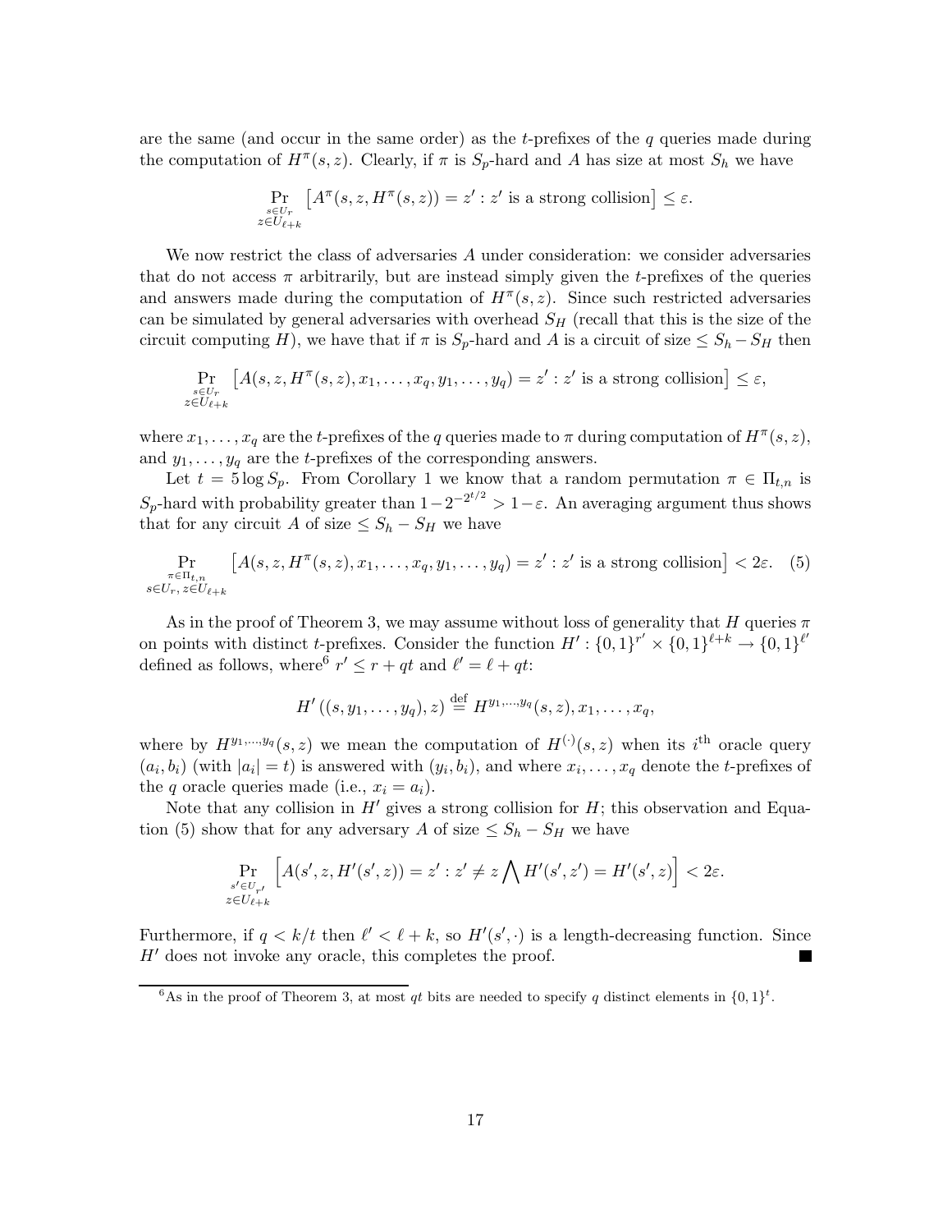are the same (and occur in the same order) as the $t$-prefixes of the $q$ queries made during the computation of $H^\pi(s,z)$. Clearly, if $\pi$ is $S_p$-hard and $A$ has size at most $S_h$ we have

$$\Pr_{\substack{s\in U_r\\ z\in U_{\ell+k}}}\left[A^\pi(s,z,H^\pi(s,z))=z' : z' \text{ is a strong collision}\right]\leq \varepsilon.$$

We now restrict the class of adversaries $A$ under consideration: we consider adversaries that do not access $\pi$ arbitrarily, but are instead simply given the $t$-prefixes of the queries and answers made during the computation of $H^\pi(s,z)$. Since such restricted adversaries can be simulated by general adversaries with overhead $S_H$ (recall that this is the size of the circuit computing $H$), we have that if $\pi$ is $S_p$-hard and $A$ is a circuit of size $\leq S_h - S_H$ then

$$\Pr_{\substack{s\in U_r\\ z\in U_{\ell+k}}}\left[A(s,z,H^\pi(s,z),x_1,\ldots,x_q,y_1,\ldots,y_q)=z' : z' \text{ is a strong collision}\right]\leq \varepsilon,$$

where $x_1,\ldots,x_q$ are the $t$-prefixes of the $q$ queries made to $\pi$ during computation of $H^\pi(s,z)$, and $y_1,\ldots,y_q$ are the $t$-prefixes of the corresponding answers.

Let $t = 5\log S_p$. From Corollary 1 we know that a random permutation $\pi\in\Pi_{t,n}$ is $S_p$-hard with probability greater than $1-2^{-2^{t/2}} > 1-\varepsilon$. An averaging argument thus shows that for any circuit $A$ of size $\leq S_h - S_H$ we have

$$\Pr_{\substack{\pi\in\Pi_{t,n}\\ s\in U_r,\, z\in U_{\ell+k}}}\left[A(s,z,H^\pi(s,z),x_1,\ldots,x_q,y_1,\ldots,y_q)=z' : z' \text{ is a strong collision}\right]< 2\varepsilon. \quad (5)$$

As in the proof of Theorem 3, we may assume without loss of generality that $H$ queries $\pi$ on points with distinct $t$-prefixes. Consider the function $H' : \{0,1\}^{r'}\times\{0,1\}^{\ell+k}\to\{0,1\}^{\ell'}$ defined as follows, where[6] $r'\leq r+qt$ and $\ell' = \ell + qt$:

$$H'\left((s,y_1,\ldots,y_q),z\right) \stackrel{\text{def}}{=} H^{y_1,\ldots,y_q}(s,z),x_1,\ldots,x_q,$$

where by $H^{y_1,\ldots,y_q}(s,z)$ we mean the computation of $H^{(\cdot)}(s,z)$ when its $i^{\text{th}}$ oracle query $(a_i,b_i)$ (with $|a_i|=t$) is answered with $(y_i,b_i)$, and where $x_i,\ldots,x_q$ denote the $t$-prefixes of the $q$ oracle queries made (i.e., $x_i = a_i$).

Note that any collision in $H'$ gives a strong collision for $H$; this observation and Equation (5) show that for any adversary $A$ of size $\leq S_h - S_H$ we have

$$\Pr_{\substack{s'\in U_{r'}\\ z\in U_{\ell+k}}}\left[A(s',z,H'(s',z))=z' : z'\neq z \bigwedge H'(s',z')=H'(s',z)\right]<2\varepsilon.$$

Furthermore, if $q<k/t$ then $\ell'<\ell+k$, so $H'(s',\cdot)$ is a length-decreasing function. Since $H'$ does not invoke any oracle, this completes the proof. ■

[6] As in the proof of Theorem 3, at most $qt$ bits are needed to specify $q$ distinct elements in $\{0,1\}^t$.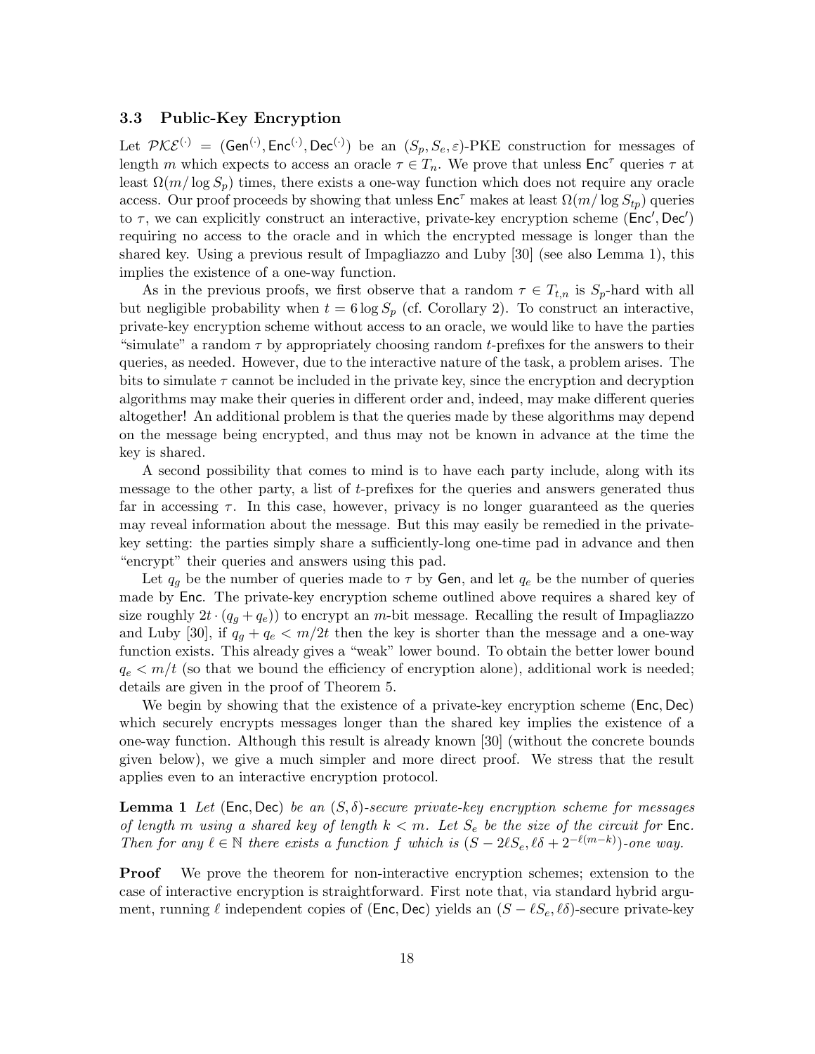### 3.3 Public-Key Encryption

Let $\mathcal{PKE}^{(\cdot)} = (\mathsf{Gen}^{(\cdot)}, \mathsf{Enc}^{(\cdot)}, \mathsf{Dec}^{(\cdot)})$ be an $(S_p, S_e, \varepsilon)$-PKE construction for messages of length $m$ which expects to access an oracle $\tau \in T_n$. We prove that unless $\mathsf{Enc}^\tau$ queries $\tau$ at least $\Omega(m/\log S_p)$ times, there exists a one-way function which does not require any oracle access. Our proof proceeds by showing that unless $\mathsf{Enc}^\tau$ makes at least $\Omega(m/\log S_{tp})$ queries to $\tau$, we can explicitly construct an interactive, private-key encryption scheme $(\mathsf{Enc}', \mathsf{Dec}')$ requiring no access to the oracle and in which the encrypted message is longer than the shared key. Using a previous result of Impagliazzo and Luby [30] (see also Lemma 1), this implies the existence of a one-way function.

As in the previous proofs, we first observe that a random $\tau \in T_{t,n}$ is $S_p$-hard with all but negligible probability when $t = 6 \log S_p$ (cf. Corollary 2). To construct an interactive, private-key encryption scheme without access to an oracle, we would like to have the parties "simulate" a random $\tau$ by appropriately choosing random $t$-prefixes for the answers to their queries, as needed. However, due to the interactive nature of the task, a problem arises. The bits to simulate $\tau$ cannot be included in the private key, since the encryption and decryption algorithms may make their queries in different order and, indeed, may make different queries altogether! An additional problem is that the queries made by these algorithms may depend on the message being encrypted, and thus may not be known in advance at the time the key is shared.

A second possibility that comes to mind is to have each party include, along with its message to the other party, a list of $t$-prefixes for the queries and answers generated thus far in accessing $\tau$. In this case, however, privacy is no longer guaranteed as the queries may reveal information about the message. But this may easily be remedied in the private-key setting: the parties simply share a sufficiently-long one-time pad in advance and then "encrypt" their queries and answers using this pad.

Let $q_g$ be the number of queries made to $\tau$ by $\mathsf{Gen}$, and let $q_e$ be the number of queries made by $\mathsf{Enc}$. The private-key encryption scheme outlined above requires a shared key of size roughly $2t \cdot (q_g + q_e))$ to encrypt an $m$-bit message. Recalling the result of Impagliazzo and Luby [30], if $q_g + q_e < m/2t$ then the key is shorter than the message and a one-way function exists. This already gives a "weak" lower bound. To obtain the better lower bound $q_e < m/t$ (so that we bound the efficiency of encryption alone), additional work is needed; details are given in the proof of Theorem 5.

We begin by showing that the existence of a private-key encryption scheme $(\mathsf{Enc}, \mathsf{Dec})$ which securely encrypts messages longer than the shared key implies the existence of a one-way function. Although this result is already known [30] (without the concrete bounds given below), we give a much simpler and more direct proof. We stress that the result applies even to an interactive encryption protocol.

**Lemma 1** *Let $(\mathsf{Enc}, \mathsf{Dec})$ be an $(S, \delta)$-secure private-key encryption scheme for messages of length $m$ using a shared key of length $k < m$. Let $S_e$ be the size of the circuit for $\mathsf{Enc}$. Then for any $\ell \in \mathbb{N}$ there exists a function $f$ which is $(S - 2\ell S_e, \ell\delta + 2^{-\ell(m-k)})$-one way.*

**Proof** We prove the theorem for non-interactive encryption schemes; extension to the case of interactive encryption is straightforward. First note that, via standard hybrid argument, running $\ell$ independent copies of $(\mathsf{Enc}, \mathsf{Dec})$ yields an $(S - \ell S_e, \ell\delta)$-secure private-key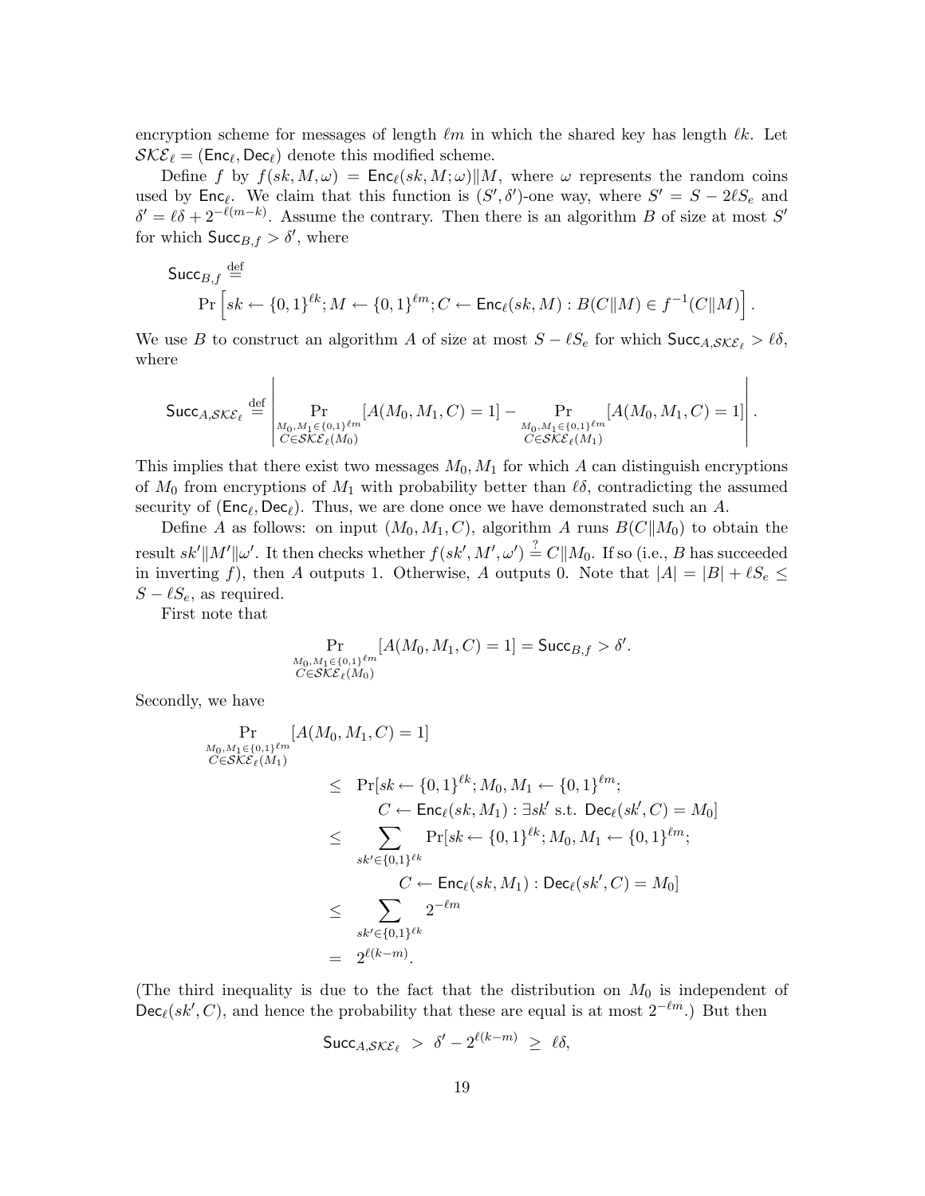encryption scheme for messages of length $\ell m$ in which the shared key has length $\ell k$. Let $\mathcal{SKE}_\ell = (\mathsf{Enc}_\ell, \mathsf{Dec}_\ell)$ denote this modified scheme.

Define $f$ by $f(sk, M, \omega) = \mathsf{Enc}_\ell(sk, M; \omega)\|M$, where $\omega$ represents the random coins used by $\mathsf{Enc}_\ell$. We claim that this function is $(S', \delta')$-one way, where $S' = S - 2\ell S_e$ and $\delta' = \ell\delta + 2^{-\ell(m-k)}$. Assume the contrary. Then there is an algorithm $B$ of size at most $S'$ for which $\mathsf{Succ}_{B,f} > \delta'$, where

$$\mathsf{Succ}_{B,f} \stackrel{\text{def}}{=} \Pr\left[sk \leftarrow \{0,1\}^{\ell k}; M \leftarrow \{0,1\}^{\ell m}; C \leftarrow \mathsf{Enc}_\ell(sk, M) : B(C\|M) \in f^{-1}(C\|M)\right].$$

We use $B$ to construct an algorithm $A$ of size at most $S - \ell S_e$ for which $\mathsf{Succ}_{A,\mathcal{SKE}_\ell} > \ell\delta$, where

$$\mathsf{Succ}_{A,\mathcal{SKE}_\ell} \stackrel{\text{def}}{=} \left| \Pr_{\substack{M_0,M_1\in\{0,1\}^{\ell m}\\ C\in\mathcal{SKE}_\ell(M_0)}}[A(M_0,M_1,C)=1] - \Pr_{\substack{M_0,M_1\in\{0,1\}^{\ell m}\\ C\in\mathcal{SKE}_\ell(M_1)}}[A(M_0,M_1,C)=1] \right|.$$

This implies that there exist two messages $M_0, M_1$ for which $A$ can distinguish encryptions of $M_0$ from encryptions of $M_1$ with probability better than $\ell\delta$, contradicting the assumed security of $(\mathsf{Enc}_\ell, \mathsf{Dec}_\ell)$. Thus, we are done once we have demonstrated such an $A$.

Define $A$ as follows: on input $(M_0, M_1, C)$, algorithm $A$ runs $B(C\|M_0)$ to obtain the result $sk'\|M'\|\omega'$. It then checks whether $f(sk', M', \omega') \stackrel{?}{=} C\|M_0$. If so (i.e., $B$ has succeeded in inverting $f$), then $A$ outputs 1. Otherwise, $A$ outputs 0. Note that $|A| = |B| + \ell S_e \le S - \ell S_e$, as required.

First note that

$$\Pr_{\substack{M_0,M_1\in\{0,1\}^{\ell m}\\ C\in\mathcal{SKE}_\ell(M_0)}}[A(M_0,M_1,C)=1] = \mathsf{Succ}_{B,f} > \delta'.$$

Secondly, we have

$$\begin{aligned}
&\Pr_{\substack{M_0,M_1\in\{0,1\}^{\ell m}\\ C\in\mathcal{SKE}_\ell(M_1)}}[A(M_0,M_1,C)=1] \\
&\qquad\le \Pr[sk \leftarrow \{0,1\}^{\ell k}; M_0, M_1 \leftarrow \{0,1\}^{\ell m}; \\
&\qquad\qquad C \leftarrow \mathsf{Enc}_\ell(sk, M_1) : \exists sk' \text{ s.t. } \mathsf{Dec}_\ell(sk', C) = M_0] \\
&\qquad\le \sum_{sk'\in\{0,1\}^{\ell k}} \Pr[sk \leftarrow \{0,1\}^{\ell k}; M_0, M_1 \leftarrow \{0,1\}^{\ell m}; \\
&\qquad\qquad C \leftarrow \mathsf{Enc}_\ell(sk, M_1) : \mathsf{Dec}_\ell(sk', C) = M_0] \\
&\qquad\le \sum_{sk'\in\{0,1\}^{\ell k}} 2^{-\ell m} \\
&\qquad= 2^{\ell(k-m)}.
\end{aligned}$$

(The third inequality is due to the fact that the distribution on $M_0$ is independent of $\mathsf{Dec}_\ell(sk', C)$, and hence the probability that these are equal is at most $2^{-\ell m}$.) But then

$$\mathsf{Succ}_{A,\mathcal{SKE}_\ell} > \delta' - 2^{\ell(k-m)} \ge \ell\delta,$$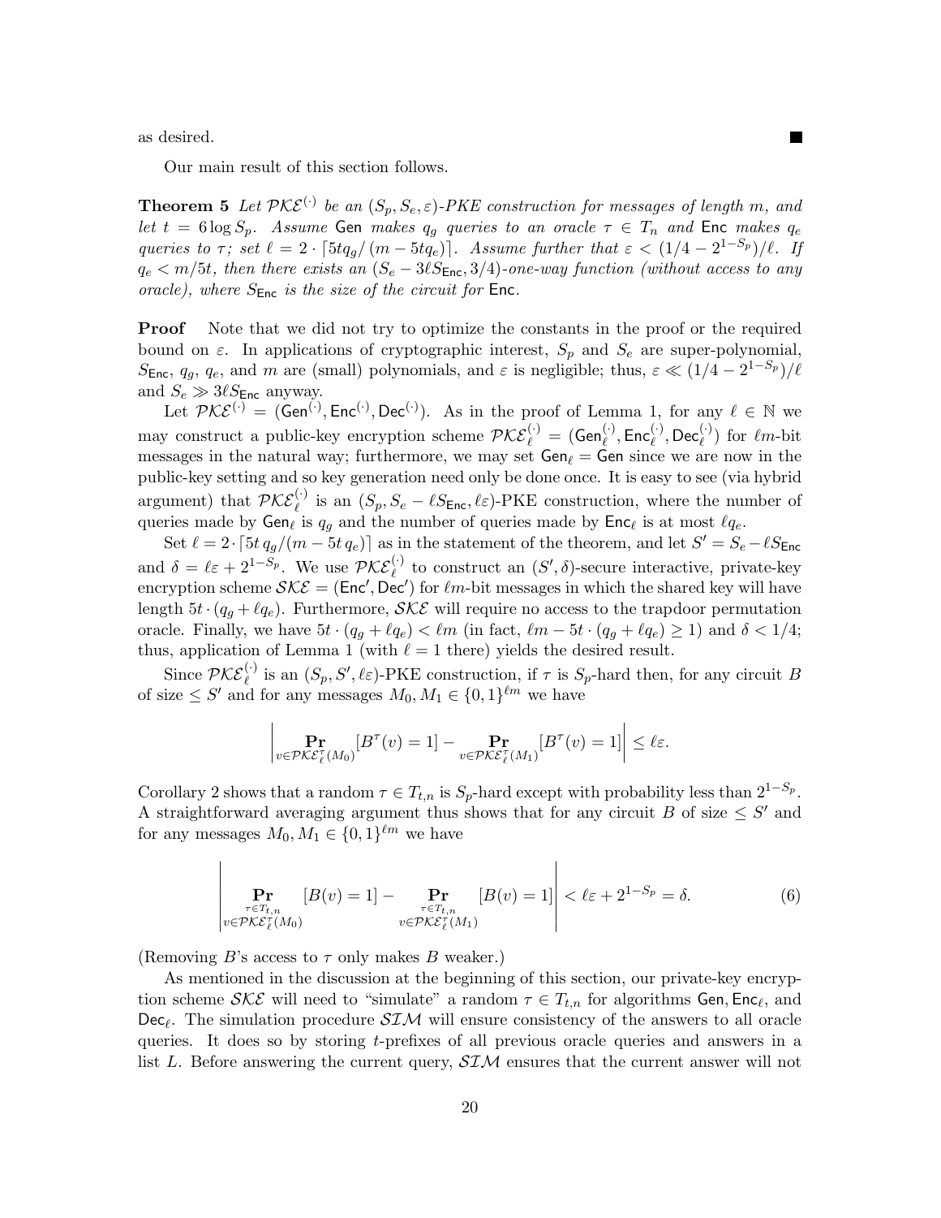as desired. ■

Our main result of this section follows.

**Theorem 5** *Let $\mathcal{PKE}^{(\cdot)}$ be an $(S_p, S_e, \varepsilon)$-PKE construction for messages of length $m$, and let $t = 6 \log S_p$. Assume* Gen *makes $q_g$ queries to an oracle $\tau \in T_n$ and* Enc *makes $q_e$ queries to $\tau$; set $\ell = 2 \cdot \lceil 5tq_g/(m - 5tq_e) \rceil$. Assume further that $\varepsilon < (1/4 - 2^{1-S_p})/\ell$. If $q_e < m/5t$, then there exists an $(S_e - 3\ell S_{\mathsf{Enc}}, 3/4)$-one-way function (without access to any oracle), where $S_{\mathsf{Enc}}$ is the size of the circuit for* Enc*.*

**Proof** Note that we did not try to optimize the constants in the proof or the required bound on $\varepsilon$. In applications of cryptographic interest, $S_p$ and $S_e$ are super-polynomial, $S_{\mathsf{Enc}}$, $q_g$, $q_e$, and $m$ are (small) polynomials, and $\varepsilon$ is negligible; thus, $\varepsilon \ll (1/4 - 2^{1-S_p})/\ell$ and $S_e \gg 3\ell S_{\mathsf{Enc}}$ anyway.

Let $\mathcal{PKE}^{(\cdot)} = (\mathsf{Gen}^{(\cdot)}, \mathsf{Enc}^{(\cdot)}, \mathsf{Dec}^{(\cdot)})$. As in the proof of Lemma 1, for any $\ell \in \mathbb{N}$ we may construct a public-key encryption scheme $\mathcal{PKE}_\ell^{(\cdot)} = (\mathsf{Gen}_\ell^{(\cdot)}, \mathsf{Enc}_\ell^{(\cdot)}, \mathsf{Dec}_\ell^{(\cdot)})$ for $\ell m$-bit messages in the natural way; furthermore, we may set $\mathsf{Gen}_\ell = \mathsf{Gen}$ since we are now in the public-key setting and so key generation need only be done once. It is easy to see (via hybrid argument) that $\mathcal{PKE}_\ell^{(\cdot)}$ is an $(S_p, S_e - \ell S_{\mathsf{Enc}}, \ell\varepsilon)$-PKE construction, where the number of queries made by $\mathsf{Gen}_\ell$ is $q_g$ and the number of queries made by $\mathsf{Enc}_\ell$ is at most $\ell q_e$.

Set $\ell = 2 \cdot \lceil 5t\, q_g/(m - 5t\, q_e) \rceil$ as in the statement of the theorem, and let $S' = S_e - \ell S_{\mathsf{Enc}}$ and $\delta = \ell\varepsilon + 2^{1-S_p}$. We use $\mathcal{PKE}_\ell^{(\cdot)}$ to construct an $(S', \delta)$-secure interactive, private-key encryption scheme $\mathcal{SKE} = (\mathsf{Enc}', \mathsf{Dec}')$ for $\ell m$-bit messages in which the shared key will have length $5t \cdot (q_g + \ell q_e)$. Furthermore, $\mathcal{SKE}$ will require no access to the trapdoor permutation oracle. Finally, we have $5t \cdot (q_g + \ell q_e) < \ell m$ (in fact, $\ell m - 5t \cdot (q_g + \ell q_e) \geq 1$) and $\delta < 1/4$; thus, application of Lemma 1 (with $\ell = 1$ there) yields the desired result.

Since $\mathcal{PKE}_\ell^{(\cdot)}$ is an $(S_p, S', \ell\varepsilon)$-PKE construction, if $\tau$ is $S_p$-hard then, for any circuit $B$ of size $\leq S'$ and for any messages $M_0, M_1 \in \{0,1\}^{\ell m}$ we have

$$\left| \Pr_{v \in \mathcal{PKE}_\ell^\tau(M_0)}[B^\tau(v) = 1] - \Pr_{v \in \mathcal{PKE}_\ell^\tau(M_1)}[B^\tau(v) = 1] \right| \leq \ell\varepsilon.$$

Corollary 2 shows that a random $\tau \in T_{t,n}$ is $S_p$-hard except with probability less than $2^{1-S_p}$. A straightforward averaging argument thus shows that for any circuit $B$ of size $\leq S'$ and for any messages $M_0, M_1 \in \{0,1\}^{\ell m}$ we have

$$\left| \Pr_{\substack{\tau \in T_{t,n} \\ v \in \mathcal{PKE}_\ell^\tau(M_0)}}[B(v) = 1] - \Pr_{\substack{\tau \in T_{t,n} \\ v \in \mathcal{PKE}_\ell^\tau(M_1)}}[B(v) = 1] \right| < \ell\varepsilon + 2^{1-S_p} = \delta. \tag{6}$$

(Removing $B$'s access to $\tau$ only makes $B$ weaker.)

As mentioned in the discussion at the beginning of this section, our private-key encryption scheme $\mathcal{SKE}$ will need to "simulate" a random $\tau \in T_{t,n}$ for algorithms $\mathsf{Gen}, \mathsf{Enc}_\ell$, and $\mathsf{Dec}_\ell$. The simulation procedure $\mathcal{SIM}$ will ensure consistency of the answers to all oracle queries. It does so by storing $t$-prefixes of all previous oracle queries and answers in a list $L$. Before answering the current query, $\mathcal{SIM}$ ensures that the current answer will not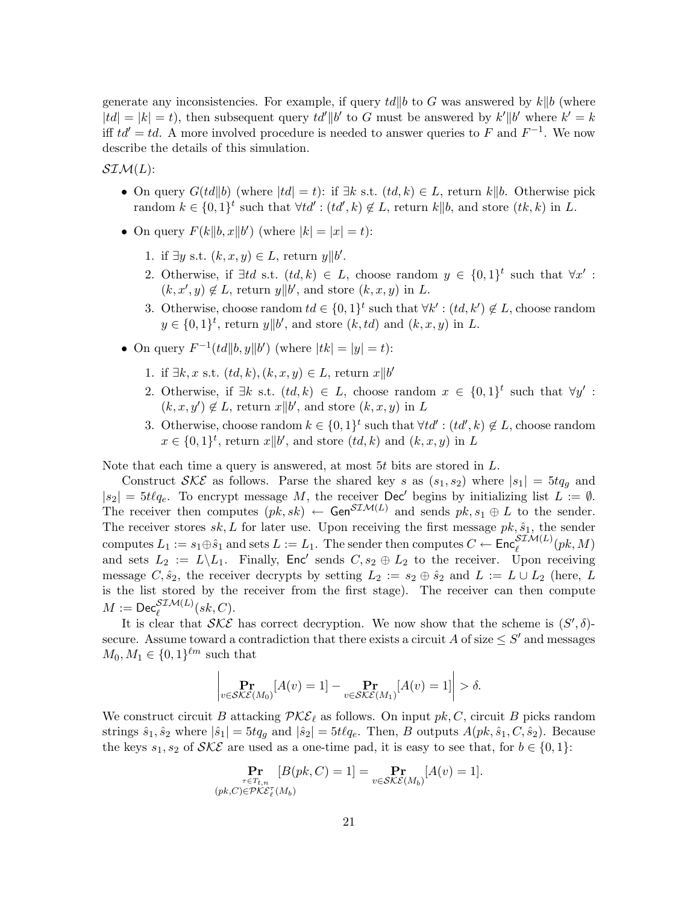generate any inconsistencies. For example, if query $td\|b$ to $G$ was answered by $k\|b$ (where $|td| = |k| = t$), then subsequent query $td'\|b'$ to $G$ must be answered by $k'\|b'$ where $k' = k$ iff $td' = td$. A more involved procedure is needed to answer queries to $F$ and $F^{-1}$. We now describe the details of this simulation.

$\mathcal{SIM}(L)$:

- On query $G(td\|b)$ (where $|td| = t$): if $\exists k$ s.t. $(td, k) \in L$, return $k\|b$. Otherwise pick random $k \in \{0,1\}^t$ such that $\forall td' : (td', k) \notin L$, return $k\|b$, and store $(tk, k)$ in $L$.
- On query $F(k\|b, x\|b')$ (where $|k| = |x| = t$):
  1. if $\exists y$ s.t. $(k, x, y) \in L$, return $y\|b'$.
  2. Otherwise, if $\exists td$ s.t. $(td, k) \in L$, choose random $y \in \{0,1\}^t$ such that $\forall x' : (k, x', y) \notin L$, return $y\|b'$, and store $(k, x, y)$ in $L$.
  3. Otherwise, choose random $td \in \{0,1\}^t$ such that $\forall k' : (td, k') \notin L$, choose random $y \in \{0,1\}^t$, return $y\|b'$, and store $(k, td)$ and $(k, x, y)$ in $L$.
- On query $F^{-1}(td\|b, y\|b')$ (where $|tk| = |y| = t$):
  1. if $\exists k, x$ s.t. $(td, k), (k, x, y) \in L$, return $x\|b'$
  2. Otherwise, if $\exists k$ s.t. $(td, k) \in L$, choose random $x \in \{0,1\}^t$ such that $\forall y' : (k, x, y') \notin L$, return $x\|b'$, and store $(k, x, y)$ in $L$
  3. Otherwise, choose random $k \in \{0,1\}^t$ such that $\forall td' : (td', k) \notin L$, choose random $x \in \{0,1\}^t$, return $x\|b'$, and store $(td, k)$ and $(k, x, y)$ in $L$

Note that each time a query is answered, at most $5t$ bits are stored in $L$.

Construct $\mathcal{SKE}$ as follows. Parse the shared key $s$ as $(s_1, s_2)$ where $|s_1| = 5tq_g$ and $|s_2| = 5t\ell q_e$. To encrypt message $M$, the receiver $\mathsf{Dec}'$ begins by initializing list $L := \emptyset$. The receiver then computes $(pk, sk) \leftarrow \mathsf{Gen}^{\mathcal{SIM}(L)}$ and sends $pk, s_1 \oplus L$ to the sender. The receiver stores $sk, L$ for later use. Upon receiving the first message $pk, \hat{s}_1$, the sender computes $L_1 := s_1 \oplus \hat{s}_1$ and sets $L := L_1$. The sender then computes $C \leftarrow \mathsf{Enc}_\ell^{\mathcal{SIM}(L)}(pk, M)$ and sets $L_2 := L \backslash L_1$. Finally, $\mathsf{Enc}'$ sends $C, s_2 \oplus L_2$ to the receiver. Upon receiving message $C, \hat{s}_2$, the receiver decrypts by setting $L_2 := s_2 \oplus \hat{s}_2$ and $L := L \cup L_2$ (here, $L$ is the list stored by the receiver from the first stage). The receiver can then compute $M := \mathsf{Dec}_\ell^{\mathcal{SIM}(L)}(sk, C)$.

It is clear that $\mathcal{SKE}$ has correct decryption. We now show that the scheme is $(S', \delta)$-secure. Assume toward a contradiction that there exists a circuit $A$ of size $\leq S'$ and messages $M_0, M_1 \in \{0,1\}^{\ell m}$ such that

$$\left| \Pr_{v \in \mathcal{SKE}(M_0)}[A(v) = 1] - \Pr_{v \in \mathcal{SKE}(M_1)}[A(v) = 1] \right| > \delta.$$

We construct circuit $B$ attacking $\mathcal{PKE}_\ell$ as follows. On input $pk, C$, circuit $B$ picks random strings $\hat{s}_1, \hat{s}_2$ where $|\hat{s}_1| = 5tq_g$ and $|\hat{s}_2| = 5t\ell q_e$. Then, $B$ outputs $A(pk, \hat{s}_1, C, \hat{s}_2)$. Because the keys $s_1, s_2$ of $\mathcal{SKE}$ are used as a one-time pad, it is easy to see that, for $b \in \{0,1\}$:

$$\Pr_{\substack{\tau \in T_{t,n} \\ (pk,C) \in \mathcal{PKE}_\ell^\tau(M_b)}}[B(pk, C) = 1] = \Pr_{v \in \mathcal{SKE}(M_b)}[A(v) = 1].$$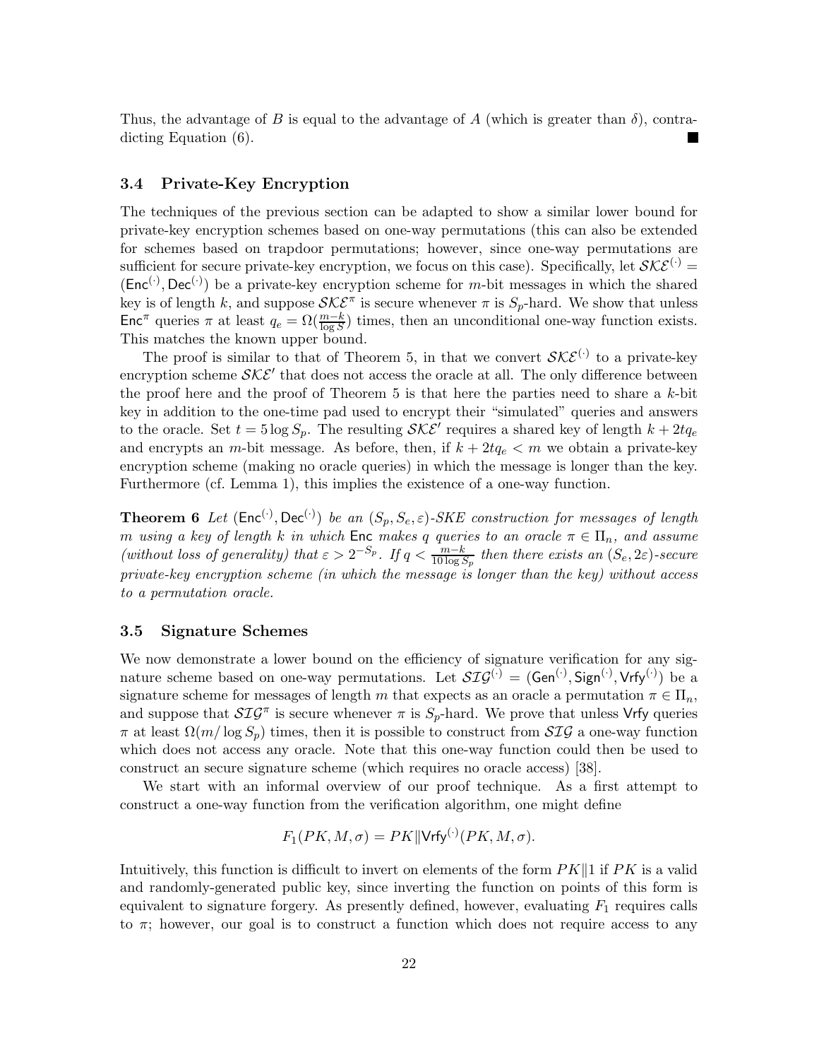Thus, the advantage of $B$ is equal to the advantage of $A$ (which is greater than $\delta$), contradicting Equation (6). ■

### 3.4 Private-Key Encryption

The techniques of the previous section can be adapted to show a similar lower bound for private-key encryption schemes based on one-way permutations (this can also be extended for schemes based on trapdoor permutations; however, since one-way permutations are sufficient for secure private-key encryption, we focus on this case). Specifically, let $\mathcal{SKE}^{(\cdot)} = (\mathsf{Enc}^{(\cdot)}, \mathsf{Dec}^{(\cdot)})$ be a private-key encryption scheme for $m$-bit messages in which the shared key is of length $k$, and suppose $\mathcal{SKE}^{\pi}$ is secure whenever $\pi$ is $S_p$-hard. We show that unless $\mathsf{Enc}^{\pi}$ queries $\pi$ at least $q_e = \Omega(\frac{m-k}{\log S})$ times, then an unconditional one-way function exists. This matches the known upper bound.

The proof is similar to that of Theorem 5, in that we convert $\mathcal{SKE}^{(\cdot)}$ to a private-key encryption scheme $\mathcal{SKE}'$ that does not access the oracle at all. The only difference between the proof here and the proof of Theorem 5 is that here the parties need to share a $k$-bit key in addition to the one-time pad used to encrypt their "simulated" queries and answers to the oracle. Set $t = 5 \log S_p$. The resulting $\mathcal{SKE}'$ requires a shared key of length $k + 2tq_e$ and encrypts an $m$-bit message. As before, then, if $k + 2tq_e < m$ we obtain a private-key encryption scheme (making no oracle queries) in which the message is longer than the key. Furthermore (cf. Lemma 1), this implies the existence of a one-way function.

**Theorem 6** *Let $(\mathsf{Enc}^{(\cdot)}, \mathsf{Dec}^{(\cdot)})$ be an $(S_p, S_e, \varepsilon)$-SKE construction for messages of length $m$ using a key of length $k$ in which $\mathsf{Enc}$ makes $q$ queries to an oracle $\pi \in \Pi_n$, and assume (without loss of generality) that $\varepsilon > 2^{-S_p}$. If $q < \frac{m-k}{10 \log S_p}$ then there exists an $(S_e, 2\varepsilon)$-secure private-key encryption scheme (in which the message is longer than the key) without access to a permutation oracle.*

### 3.5 Signature Schemes

We now demonstrate a lower bound on the efficiency of signature verification for any signature scheme based on one-way permutations. Let $\mathcal{SIG}^{(\cdot)} = (\mathsf{Gen}^{(\cdot)}, \mathsf{Sign}^{(\cdot)}, \mathsf{Vrfy}^{(\cdot)})$ be a signature scheme for messages of length $m$ that expects as an oracle a permutation $\pi \in \Pi_n$, and suppose that $\mathcal{SIG}^{\pi}$ is secure whenever $\pi$ is $S_p$-hard. We prove that unless $\mathsf{Vrfy}$ queries $\pi$ at least $\Omega(m/\log S_p)$ times, then it is possible to construct from $\mathcal{SIG}$ a one-way function which does not access any oracle. Note that this one-way function could then be used to construct an secure signature scheme (which requires no oracle access) [38].

We start with an informal overview of our proof technique. As a first attempt to construct a one-way function from the verification algorithm, one might define

$$F_1(PK, M, \sigma) = PK \| \mathsf{Vrfy}^{(\cdot)}(PK, M, \sigma).$$

Intuitively, this function is difficult to invert on elements of the form $PK\|1$ if $PK$ is a valid and randomly-generated public key, since inverting the function on points of this form is equivalent to signature forgery. As presently defined, however, evaluating $F_1$ requires calls to $\pi$; however, our goal is to construct a function which does not require access to any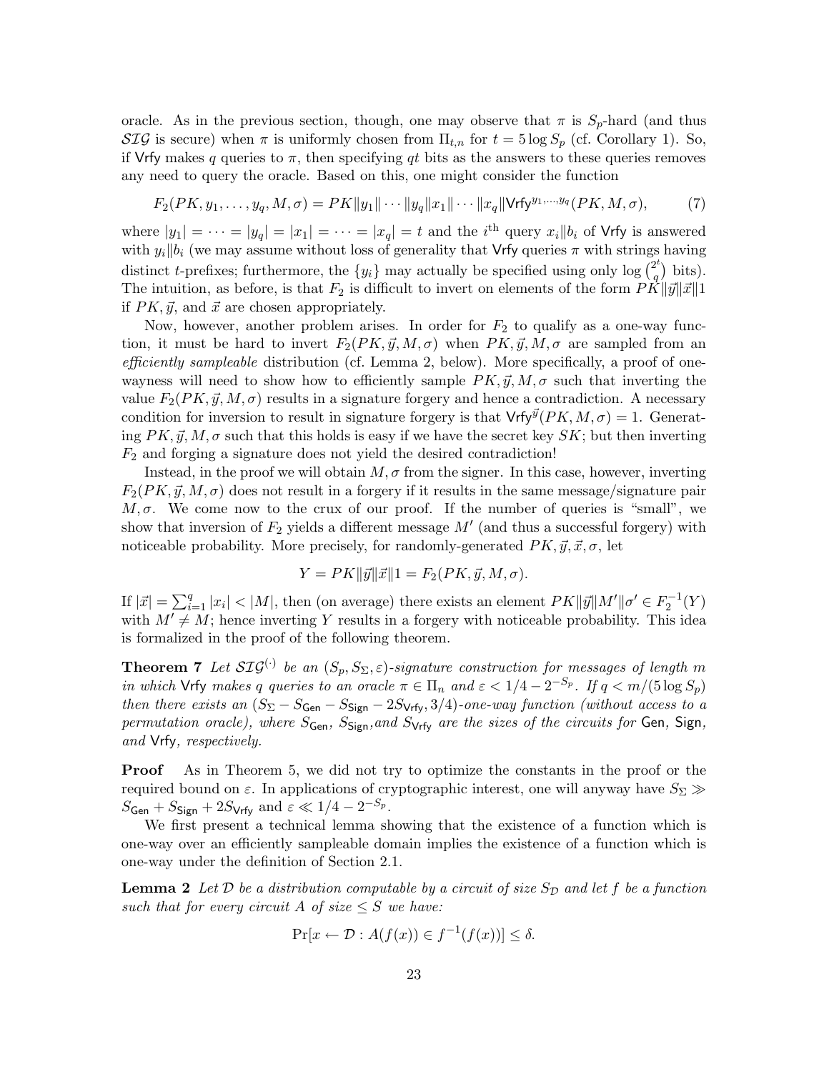oracle. As in the previous section, though, one may observe that $\pi$ is $S_p$-hard (and thus $\mathcal{SIG}$ is secure) when $\pi$ is uniformly chosen from $\Pi_{t,n}$ for $t = 5 \log S_p$ (cf. Corollary 1). So, if $\mathsf{Vrfy}$ makes $q$ queries to $\pi$, then specifying $qt$ bits as the answers to these queries removes any need to query the oracle. Based on this, one might consider the function

$$F_2(PK, y_1, \ldots, y_q, M, \sigma) = PK \| y_1 \| \cdots \| y_q \| x_1 \| \cdots \| x_q \| \mathsf{Vrfy}^{y_1, \ldots, y_q}(PK, M, \sigma), \tag{7}$$

where $|y_1| = \cdots = |y_q| = |x_1| = \cdots = |x_q| = t$ and the $i^{\text{th}}$ query $x_i \| b_i$ of $\mathsf{Vrfy}$ is answered with $y_i \| b_i$ (we may assume without loss of generality that $\mathsf{Vrfy}$ queries $\pi$ with strings having distinct $t$-prefixes; furthermore, the $\{y_i\}$ may actually be specified using only $\log \binom{2^t}{q}$ bits). The intuition, as before, is that $F_2$ is difficult to invert on elements of the form $PK \| \vec{y} \| \vec{x} \| 1$ if $PK, \vec{y}$, and $\vec{x}$ are chosen appropriately.

Now, however, another problem arises. In order for $F_2$ to qualify as a one-way function, it must be hard to invert $F_2(PK, \vec{y}, M, \sigma)$ when $PK, \vec{y}, M, \sigma$ are sampled from an *efficiently sampleable* distribution (cf. Lemma 2, below). More specifically, a proof of one-wayness will need to show how to efficiently sample $PK, \vec{y}, M, \sigma$ such that inverting the value $F_2(PK, \vec{y}, M, \sigma)$ results in a signature forgery and hence a contradiction. A necessary condition for inversion to result in signature forgery is that $\mathsf{Vrfy}^{\vec{y}}(PK, M, \sigma) = 1$. Generating $PK, \vec{y}, M, \sigma$ such that this holds is easy if we have the secret key $SK$; but then inverting $F_2$ and forging a signature does not yield the desired contradiction!

Instead, in the proof we will obtain $M, \sigma$ from the signer. In this case, however, inverting $F_2(PK, \vec{y}, M, \sigma)$ does not result in a forgery if it results in the same message/signature pair $M, \sigma$. We come now to the crux of our proof. If the number of queries is "small", we show that inversion of $F_2$ yields a different message $M'$ (and thus a successful forgery) with noticeable probability. More precisely, for randomly-generated $PK, \vec{y}, \vec{x}, \sigma$, let

$$Y = PK \| \vec{y} \| \vec{x} \| 1 = F_2(PK, \vec{y}, M, \sigma).$$

If $|\vec{x}| = \sum_{i=1}^{q} |x_i| < |M|$, then (on average) there exists an element $PK \| \vec{y} \| M' \| \sigma' \in F_2^{-1}(Y)$ with $M' \neq M$; hence inverting $Y$ results in a forgery with noticeable probability. This idea is formalized in the proof of the following theorem.

**Theorem 7** *Let $\mathcal{SIG}^{(\cdot)}$ be an $(S_p, S_\Sigma, \varepsilon)$-signature construction for messages of length $m$ in which $\mathsf{Vrfy}$ makes $q$ queries to an oracle $\pi \in \Pi_n$ and $\varepsilon < 1/4 - 2^{-S_p}$. If $q < m/(5 \log S_p)$ then there exists an $(S_\Sigma - S_{\mathsf{Gen}} - S_{\mathsf{Sign}} - 2S_{\mathsf{Vrfy}}, 3/4)$-one-way function (without access to a permutation oracle), where $S_{\mathsf{Gen}}$, $S_{\mathsf{Sign}}$, and $S_{\mathsf{Vrfy}}$ are the sizes of the circuits for $\mathsf{Gen}$, $\mathsf{Sign}$, and $\mathsf{Vrfy}$, respectively.*

**Proof** As in Theorem 5, we did not try to optimize the constants in the proof or the required bound on $\varepsilon$. In applications of cryptographic interest, one will anyway have $S_\Sigma \gg S_{\mathsf{Gen}} + S_{\mathsf{Sign}} + 2S_{\mathsf{Vrfy}}$ and $\varepsilon \ll 1/4 - 2^{-S_p}$.

We first present a technical lemma showing that the existence of a function which is one-way over an efficiently sampleable domain implies the existence of a function which is one-way under the definition of Section 2.1.

**Lemma 2** *Let $\mathcal{D}$ be a distribution computable by a circuit of size $S_{\mathcal{D}}$ and let $f$ be a function such that for every circuit $A$ of size $\leq S$ we have:*

$$\Pr[x \leftarrow \mathcal{D} : A(f(x)) \in f^{-1}(f(x))] \leq \delta.$$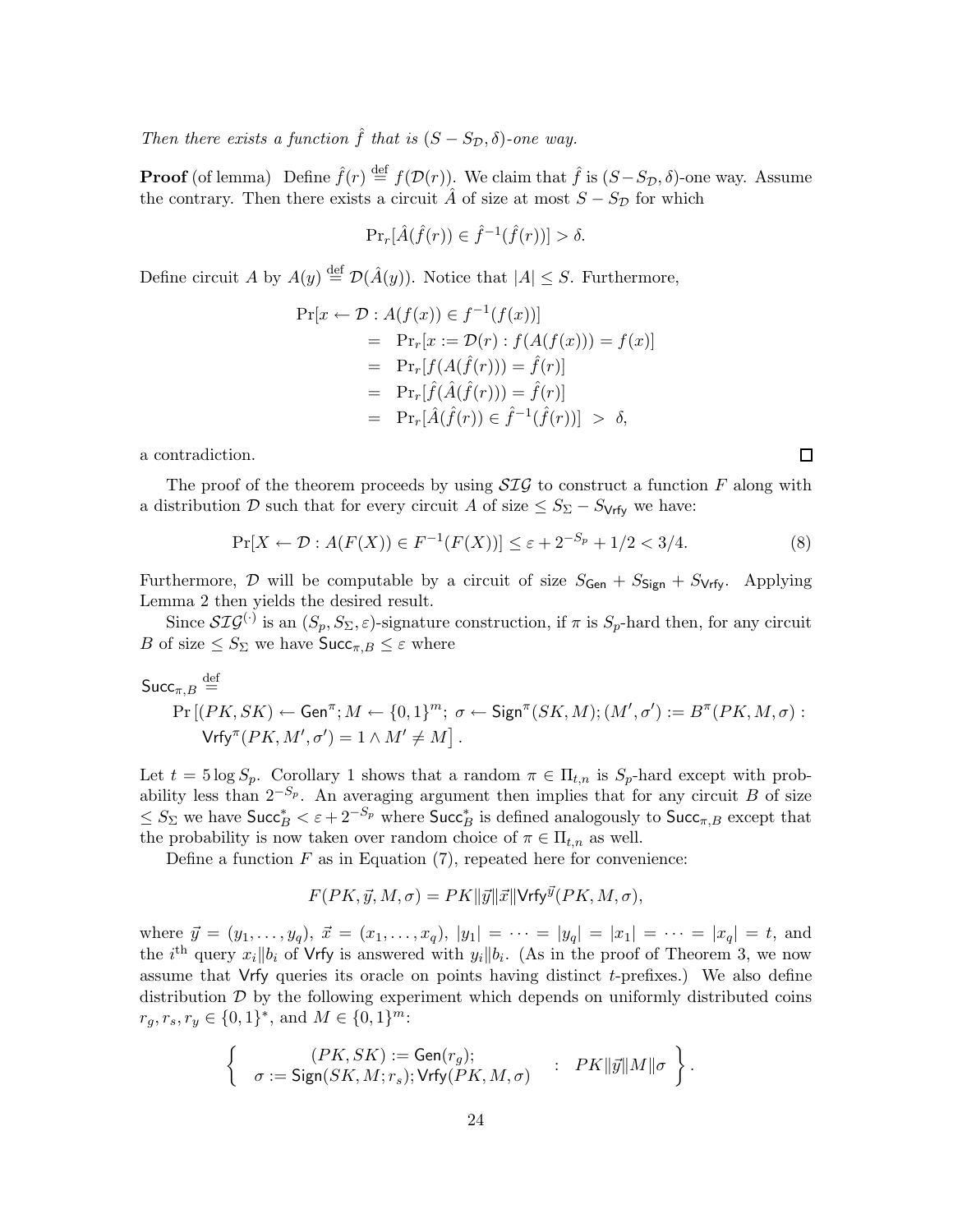*Then there exists a function $\hat{f}$ that is $(S - S_{\mathcal{D}}, \delta)$-one way.*

**Proof** (of lemma) Define $\hat{f}(r) \stackrel{\text{def}}{=} f(\mathcal{D}(r))$. We claim that $\hat{f}$ is $(S - S_{\mathcal{D}}, \delta)$-one way. Assume the contrary. Then there exists a circuit $\hat{A}$ of size at most $S - S_{\mathcal{D}}$ for which

$$\Pr_r[\hat{A}(\hat{f}(r)) \in \hat{f}^{-1}(\hat{f}(r))] > \delta.$$

Define circuit $A$ by $A(y) \stackrel{\text{def}}{=} \mathcal{D}(\hat{A}(y))$. Notice that $|A| \leq S$. Furthermore,

$$\begin{aligned}
&\Pr[x \leftarrow \mathcal{D} : A(f(x)) \in f^{-1}(f(x))] \\
&\quad = \Pr_r[x := \mathcal{D}(r) : f(A(f(x))) = f(x)] \\
&\quad = \Pr_r[f(A(\hat{f}(r))) = \hat{f}(r)] \\
&\quad = \Pr_r[\hat{f}(\hat{A}(\hat{f}(r))) = \hat{f}(r)] \\
&\quad = \Pr_r[\hat{A}(\hat{f}(r)) \in \hat{f}^{-1}(\hat{f}(r))] \ > \ \delta,
\end{aligned}$$

a contradiction. $\square$

The proof of the theorem proceeds by using $\mathcal{SIG}$ to construct a function $F$ along with a distribution $\mathcal{D}$ such that for every circuit $A$ of size $\leq S_\Sigma - S_{\mathsf{Vrfy}}$ we have:

$$\Pr[X \leftarrow \mathcal{D} : A(F(X)) \in F^{-1}(F(X))] \leq \varepsilon + 2^{-S_p} + 1/2 < 3/4. \tag{8}$$

Furthermore, $\mathcal{D}$ will be computable by a circuit of size $S_{\mathsf{Gen}} + S_{\mathsf{Sign}} + S_{\mathsf{Vrfy}}$. Applying Lemma 2 then yields the desired result.

Since $\mathcal{SIG}^{(\cdot)}$ is an $(S_p, S_\Sigma, \varepsilon)$-signature construction, if $\pi$ is $S_p$-hard then, for any circuit $B$ of size $\leq S_\Sigma$ we have $\mathsf{Succ}_{\pi,B} \leq \varepsilon$ where

$$\begin{aligned}
&\mathsf{Succ}_{\pi,B} \stackrel{\text{def}}{=} \\
&\quad \Pr\left[(PK, SK) \leftarrow \mathsf{Gen}^\pi; M \leftarrow \{0,1\}^m;\ \sigma \leftarrow \mathsf{Sign}^\pi(SK, M); (M', \sigma') := B^\pi(PK, M, \sigma) :\right. \\
&\qquad \left. \mathsf{Vrfy}^\pi(PK, M', \sigma') = 1 \wedge M' \neq M\right].
\end{aligned}$$

Let $t = 5 \log S_p$. Corollary 1 shows that a random $\pi \in \Pi_{t,n}$ is $S_p$-hard except with probability less than $2^{-S_p}$. An averaging argument then implies that for any circuit $B$ of size $\leq S_\Sigma$ we have $\mathsf{Succ}^*_B < \varepsilon + 2^{-S_p}$ where $\mathsf{Succ}^*_B$ is defined analogously to $\mathsf{Succ}_{\pi,B}$ except that the probability is now taken over random choice of $\pi \in \Pi_{t,n}$ as well.

Define a function $F$ as in Equation (7), repeated here for convenience:

$$F(PK, \vec{y}, M, \sigma) = PK \| \vec{y} \| \vec{x} \| \mathsf{Vrfy}^{\vec{y}}(PK, M, \sigma),$$

where $\vec{y} = (y_1, \ldots, y_q)$, $\vec{x} = (x_1, \ldots, x_q)$, $|y_1| = \cdots = |y_q| = |x_1| = \cdots = |x_q| = t$, and the $i^{\text{th}}$ query $x_i \| b_i$ of $\mathsf{Vrfy}$ is answered with $y_i \| b_i$. (As in the proof of Theorem 3, we now assume that $\mathsf{Vrfy}$ queries its oracle on points having distinct $t$-prefixes.) We also define distribution $\mathcal{D}$ by the following experiment which depends on uniformly distributed coins $r_g, r_s, r_y \in \{0,1\}^*$, and $M \in \{0,1\}^m$:

$$\left\{ \begin{array}{c} (PK, SK) := \mathsf{Gen}(r_g); \\ \sigma := \mathsf{Sign}(SK, M; r_s); \mathsf{Vrfy}(PK, M, \sigma) \end{array} \ : \ PK \| \vec{y} \| M \| \sigma \right\}.$$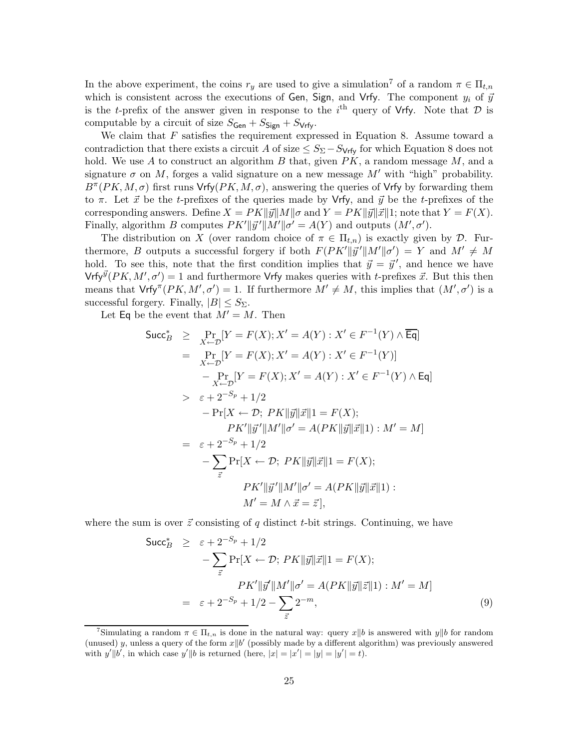In the above experiment, the coins $r_y$ are used to give a simulation[7] of a random $\pi \in \Pi_{t,n}$ which is consistent across the executions of $\mathsf{Gen}$, $\mathsf{Sign}$, and $\mathsf{Vrfy}$. The component $y_i$ of $\vec{y}$ is the $t$-prefix of the answer given in response to the $i^{\text{th}}$ query of $\mathsf{Vrfy}$. Note that $\mathcal{D}$ is computable by a circuit of size $S_{\mathsf{Gen}} + S_{\mathsf{Sign}} + S_{\mathsf{Vrfy}}$.

We claim that $F$ satisfies the requirement expressed in Equation 8. Assume toward a contradiction that there exists a circuit $A$ of size $\leq S_\Sigma - S_{\mathsf{Vrfy}}$ for which Equation 8 does not hold. We use $A$ to construct an algorithm $B$ that, given $PK$, a random message $M$, and a signature $\sigma$ on $M$, forges a valid signature on a new message $M'$ with "high" probability. $B^\pi(PK, M, \sigma)$ first runs $\mathsf{Vrfy}(PK, M, \sigma)$, answering the queries of $\mathsf{Vrfy}$ by forwarding them to $\pi$. Let $\vec{x}$ be the $t$-prefixes of the queries made by $\mathsf{Vrfy}$, and $\vec{y}$ be the $t$-prefixes of the corresponding answers. Define $X = PK\|\vec{y}\|M\|\sigma$ and $Y = PK\|\vec{y}\|\vec{x}\|1$; note that $Y = F(X)$. Finally, algorithm $B$ computes $PK'\|\vec{y}\,'\|M'\|\sigma' = A(Y)$ and outputs $(M', \sigma')$.

The distribution on $X$ (over random choice of $\pi \in \Pi_{t,n}$) is exactly given by $\mathcal{D}$. Furthermore, $B$ outputs a successful forgery if both $F(PK'\|\vec{y}\,'\|M'\|\sigma') = Y$ and $M' \neq M$ hold. To see this, note that the first condition implies that $\vec{y} = \vec{y}\,'$, and hence we have $\mathsf{Vrfy}^{\vec{y}}(PK, M', \sigma') = 1$ and furthermore $\mathsf{Vrfy}$ makes queries with $t$-prefixes $\vec{x}$. But this then means that $\mathsf{Vrfy}^\pi(PK, M', \sigma') = 1$. If furthermore $M' \neq M$, this implies that $(M', \sigma')$ is a successful forgery. Finally, $|B| \leq S_\Sigma$.

Let $\mathsf{Eq}$ be the event that $M' = M$. Then

$$
\begin{aligned}
\mathsf{Succ}^*_B \;&\geq\; \Pr_{X \leftarrow \mathcal{D}}[Y = F(X); X' = A(Y) : X' \in F^{-1}(Y) \wedge \overline{\mathsf{Eq}}] \\
&=\; \Pr_{X \leftarrow \mathcal{D}}[Y = F(X); X' = A(Y) : X' \in F^{-1}(Y)] \\
&\qquad - \Pr_{X \leftarrow \mathcal{D}}[Y = F(X); X' = A(Y) : X' \in F^{-1}(Y) \wedge \mathsf{Eq}] \\
&>\; \varepsilon + 2^{-S_p} + 1/2 \\
&\qquad - \Pr[X \leftarrow \mathcal{D};\ PK\|\vec{y}\|\vec{x}\|1 = F(X); \\
&\qquad\qquad PK'\|\vec{y}\,'\|M'\|\sigma' = A(PK\|\vec{y}\|\vec{x}\|1) : M' = M] \\
&=\; \varepsilon + 2^{-S_p} + 1/2 \\
&\qquad - \sum_{\vec{z}} \Pr[X \leftarrow \mathcal{D};\ PK\|\vec{y}\|\vec{x}\|1 = F(X); \\
&\qquad\qquad PK'\|\vec{y}\,'\|M'\|\sigma' = A(PK\|\vec{y}\|\vec{x}\|1) : \\
&\qquad\qquad M' = M \wedge \vec{x} = \vec{z}],
\end{aligned}
$$

where the sum is over $\vec{z}$ consisting of $q$ distinct $t$-bit strings. Continuing, we have

$$
\begin{aligned}
\mathsf{Succ}^*_B \;&\geq\; \varepsilon + 2^{-S_p} + 1/2 \\
&\qquad - \sum_{\vec{z}} \Pr[X \leftarrow \mathcal{D};\ PK\|\vec{y}\|\vec{x}\|1 = F(X); \\
&\qquad\qquad PK'\|\vec{y}\,'\|M'\|\sigma' = A(PK\|\vec{y}\|\vec{z}\|1) : M' = M] \\
&=\; \varepsilon + 2^{-S_p} + 1/2 - \sum_{\vec{z}} 2^{-m},
\end{aligned}
\tag{9}
$$

---

[7] Simulating a random $\pi \in \Pi_{t,n}$ is done in the natural way: query $x\|b$ is answered with $y\|b$ for random (unused) $y$, unless a query of the form $x\|b'$ (possibly made by a different algorithm) was previously answered with $y'\|b'$, in which case $y'\|b$ is returned (here, $|x| = |x'| = |y| = |y'| = t$).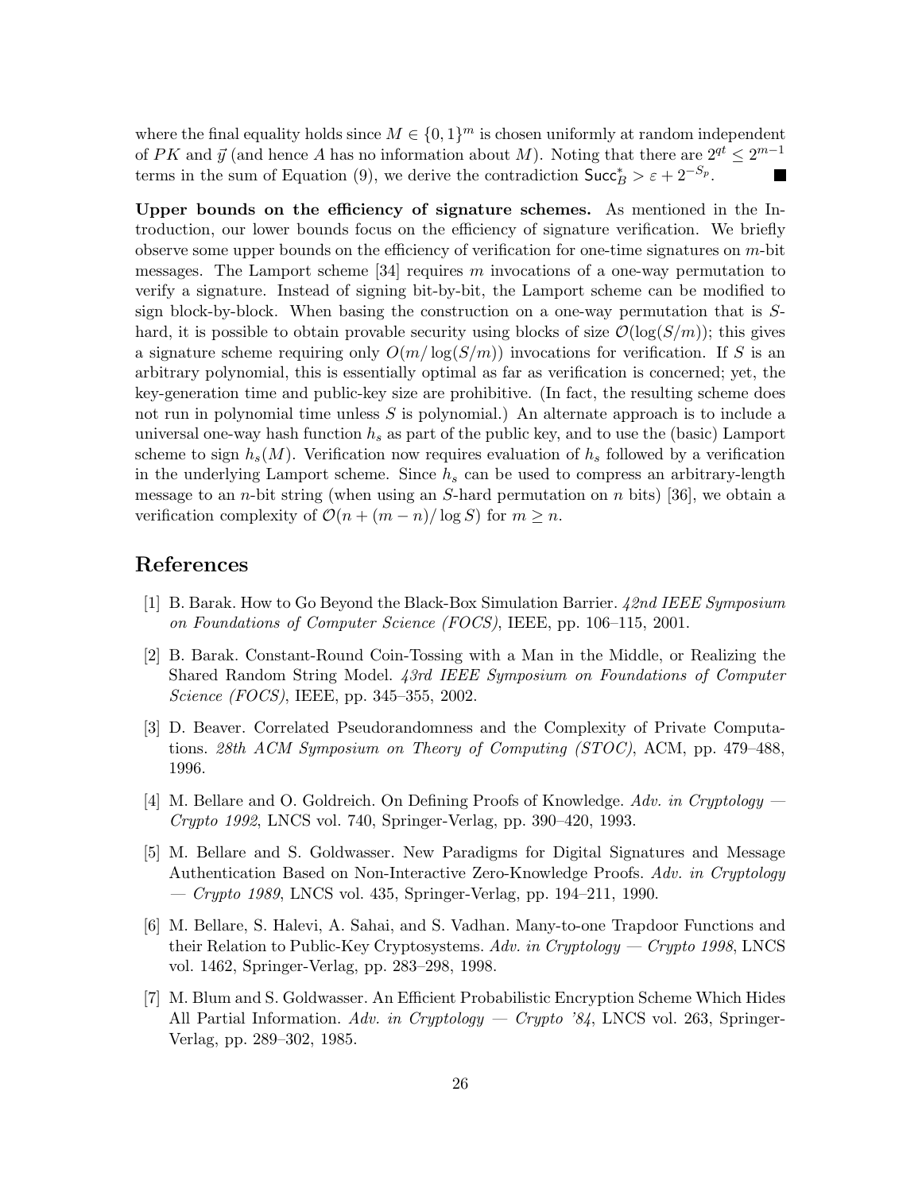where the final equality holds since $M \in \{0,1\}^m$ is chosen uniformly at random independent of $PK$ and $\vec{y}$ (and hence $A$ has no information about $M$). Noting that there are $2^{qt} \leq 2^{m-1}$ terms in the sum of Equation (9), we derive the contradiction $\mathsf{Succ}^*_B > \varepsilon + 2^{-S_p}$. ∎

**Upper bounds on the efficiency of signature schemes.** As mentioned in the Introduction, our lower bounds focus on the efficiency of signature verification. We briefly observe some upper bounds on the efficiency of verification for one-time signatures on $m$-bit messages. The Lamport scheme [34] requires $m$ invocations of a one-way permutation to verify a signature. Instead of signing bit-by-bit, the Lamport scheme can be modified to sign block-by-block. When basing the construction on a one-way permutation that is $S$-hard, it is possible to obtain provable security using blocks of size $\mathcal{O}(\log(S/m))$; this gives a signature scheme requiring only $O(m/\log(S/m))$ invocations for verification. If $S$ is an arbitrary polynomial, this is essentially optimal as far as verification is concerned; yet, the key-generation time and public-key size are prohibitive. (In fact, the resulting scheme does not run in polynomial time unless $S$ is polynomial.) An alternate approach is to include a universal one-way hash function $h_s$ as part of the public key, and to use the (basic) Lamport scheme to sign $h_s(M)$. Verification now requires evaluation of $h_s$ followed by a verification in the underlying Lamport scheme. Since $h_s$ can be used to compress an arbitrary-length message to an $n$-bit string (when using an $S$-hard permutation on $n$ bits) [36], we obtain a verification complexity of $\mathcal{O}(n + (m-n)/\log S)$ for $m \geq n$.

## References

[1] B. Barak. How to Go Beyond the Black-Box Simulation Barrier. *42nd IEEE Symposium on Foundations of Computer Science (FOCS)*, IEEE, pp. 106–115, 2001.

[2] B. Barak. Constant-Round Coin-Tossing with a Man in the Middle, or Realizing the Shared Random String Model. *43rd IEEE Symposium on Foundations of Computer Science (FOCS)*, IEEE, pp. 345–355, 2002.

[3] D. Beaver. Correlated Pseudorandomness and the Complexity of Private Computations. *28th ACM Symposium on Theory of Computing (STOC)*, ACM, pp. 479–488, 1996.

[4] M. Bellare and O. Goldreich. On Defining Proofs of Knowledge. *Adv. in Cryptology — Crypto 1992*, LNCS vol. 740, Springer-Verlag, pp. 390–420, 1993.

[5] M. Bellare and S. Goldwasser. New Paradigms for Digital Signatures and Message Authentication Based on Non-Interactive Zero-Knowledge Proofs. *Adv. in Cryptology — Crypto 1989*, LNCS vol. 435, Springer-Verlag, pp. 194–211, 1990.

[6] M. Bellare, S. Halevi, A. Sahai, and S. Vadhan. Many-to-one Trapdoor Functions and their Relation to Public-Key Cryptosystems. *Adv. in Cryptology — Crypto 1998*, LNCS vol. 1462, Springer-Verlag, pp. 283–298, 1998.

[7] M. Blum and S. Goldwasser. An Efficient Probabilistic Encryption Scheme Which Hides All Partial Information. *Adv. in Cryptology — Crypto '84*, LNCS vol. 263, Springer-Verlag, pp. 289–302, 1985.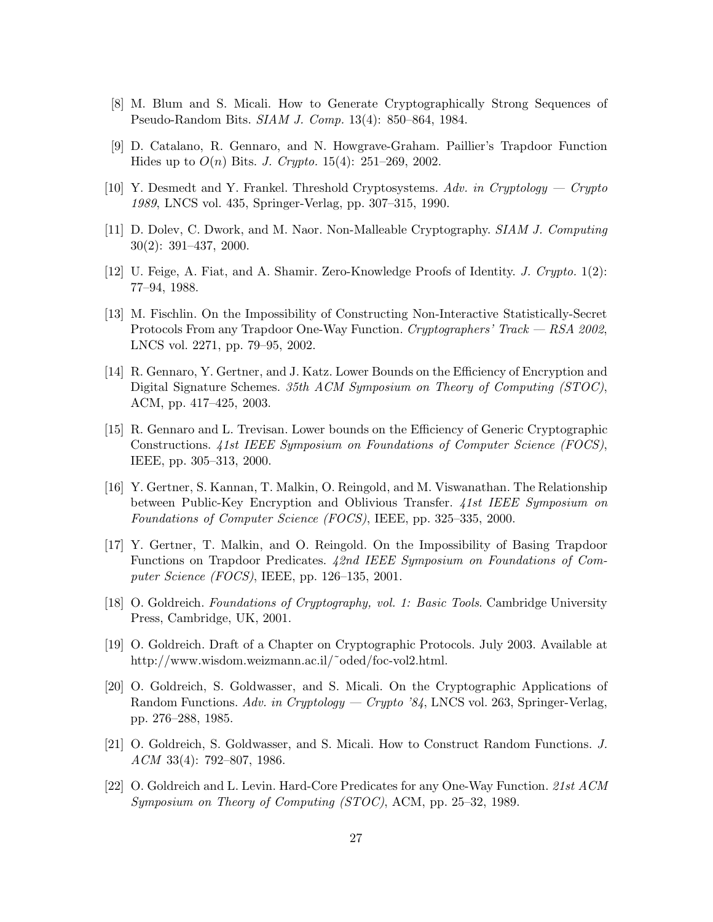[8] M. Blum and S. Micali. How to Generate Cryptographically Strong Sequences of Pseudo-Random Bits. *SIAM J. Comp.* 13(4): 850–864, 1984.

[9] D. Catalano, R. Gennaro, and N. Howgrave-Graham. Paillier's Trapdoor Function Hides up to $O(n)$ Bits. *J. Crypto.* 15(4): 251–269, 2002.

[10] Y. Desmedt and Y. Frankel. Threshold Cryptosystems. *Adv. in Cryptology — Crypto 1989*, LNCS vol. 435, Springer-Verlag, pp. 307–315, 1990.

[11] D. Dolev, C. Dwork, and M. Naor. Non-Malleable Cryptography. *SIAM J. Computing* 30(2): 391–437, 2000.

[12] U. Feige, A. Fiat, and A. Shamir. Zero-Knowledge Proofs of Identity. *J. Crypto.* 1(2): 77–94, 1988.

[13] M. Fischlin. On the Impossibility of Constructing Non-Interactive Statistically-Secret Protocols From any Trapdoor One-Way Function. *Cryptographers' Track — RSA 2002*, LNCS vol. 2271, pp. 79–95, 2002.

[14] R. Gennaro, Y. Gertner, and J. Katz. Lower Bounds on the Efficiency of Encryption and Digital Signature Schemes. *35th ACM Symposium on Theory of Computing (STOC)*, ACM, pp. 417–425, 2003.

[15] R. Gennaro and L. Trevisan. Lower bounds on the Efficiency of Generic Cryptographic Constructions. *41st IEEE Symposium on Foundations of Computer Science (FOCS)*, IEEE, pp. 305–313, 2000.

[16] Y. Gertner, S. Kannan, T. Malkin, O. Reingold, and M. Viswanathan. The Relationship between Public-Key Encryption and Oblivious Transfer. *41st IEEE Symposium on Foundations of Computer Science (FOCS)*, IEEE, pp. 325–335, 2000.

[17] Y. Gertner, T. Malkin, and O. Reingold. On the Impossibility of Basing Trapdoor Functions on Trapdoor Predicates. *42nd IEEE Symposium on Foundations of Computer Science (FOCS)*, IEEE, pp. 126–135, 2001.

[18] O. Goldreich. *Foundations of Cryptography, vol. 1: Basic Tools*. Cambridge University Press, Cambridge, UK, 2001.

[19] O. Goldreich. Draft of a Chapter on Cryptographic Protocols. July 2003. Available at http://www.wisdom.weizmann.ac.il/~oded/foc-vol2.html.

[20] O. Goldreich, S. Goldwasser, and S. Micali. On the Cryptographic Applications of Random Functions. *Adv. in Cryptology — Crypto '84*, LNCS vol. 263, Springer-Verlag, pp. 276–288, 1985.

[21] O. Goldreich, S. Goldwasser, and S. Micali. How to Construct Random Functions. *J. ACM* 33(4): 792–807, 1986.

[22] O. Goldreich and L. Levin. Hard-Core Predicates for any One-Way Function. *21st ACM Symposium on Theory of Computing (STOC)*, ACM, pp. 25–32, 1989.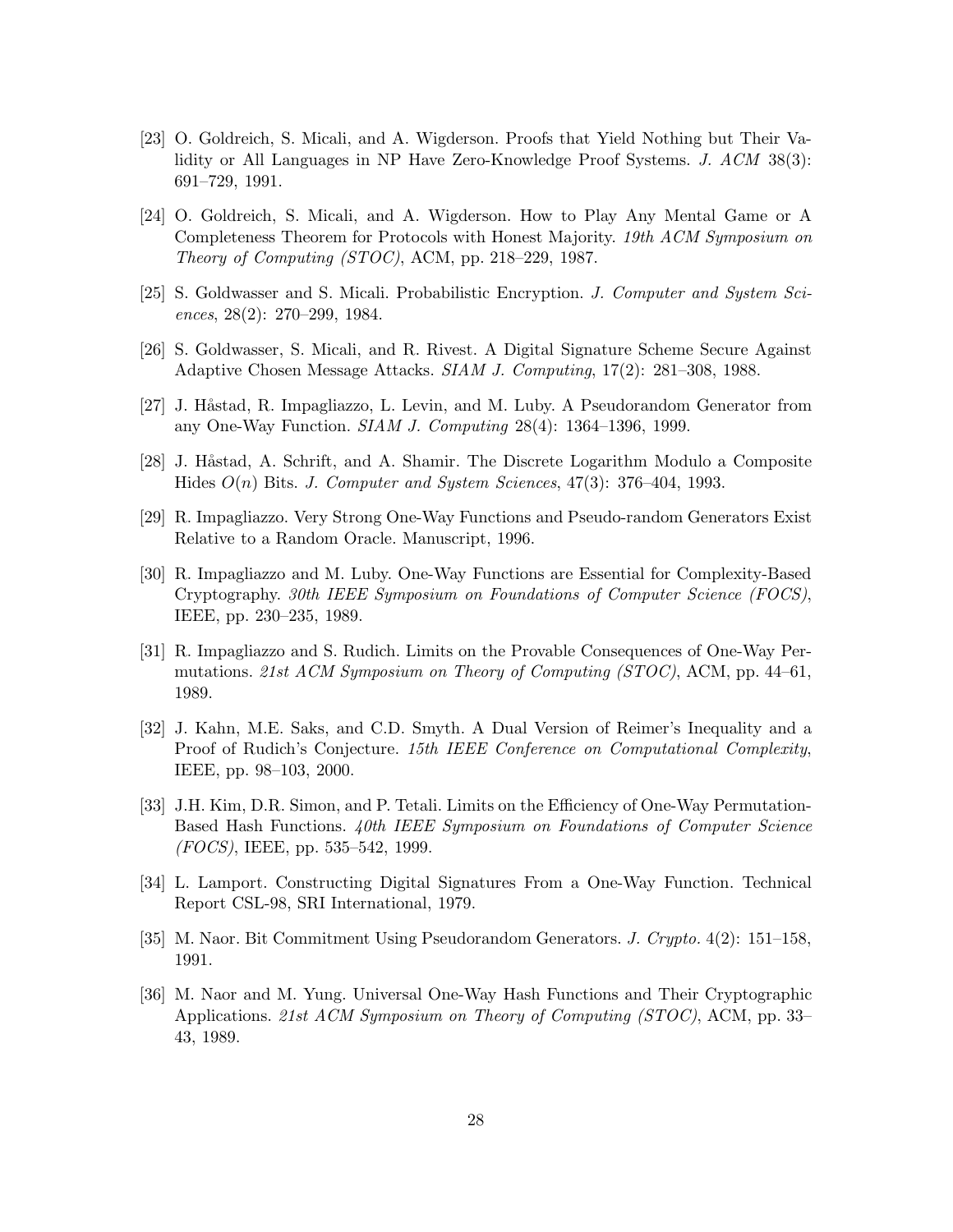[23] O. Goldreich, S. Micali, and A. Wigderson. Proofs that Yield Nothing but Their Validity or All Languages in NP Have Zero-Knowledge Proof Systems. *J. ACM* 38(3): 691–729, 1991.

[24] O. Goldreich, S. Micali, and A. Wigderson. How to Play Any Mental Game or A Completeness Theorem for Protocols with Honest Majority. *19th ACM Symposium on Theory of Computing (STOC)*, ACM, pp. 218–229, 1987.

[25] S. Goldwasser and S. Micali. Probabilistic Encryption. *J. Computer and System Sciences*, 28(2): 270–299, 1984.

[26] S. Goldwasser, S. Micali, and R. Rivest. A Digital Signature Scheme Secure Against Adaptive Chosen Message Attacks. *SIAM J. Computing*, 17(2): 281–308, 1988.

[27] J. Håstad, R. Impagliazzo, L. Levin, and M. Luby. A Pseudorandom Generator from any One-Way Function. *SIAM J. Computing* 28(4): 1364–1396, 1999.

[28] J. Håstad, A. Schrift, and A. Shamir. The Discrete Logarithm Modulo a Composite Hides $O(n)$ Bits. *J. Computer and System Sciences*, 47(3): 376–404, 1993.

[29] R. Impagliazzo. Very Strong One-Way Functions and Pseudo-random Generators Exist Relative to a Random Oracle. Manuscript, 1996.

[30] R. Impagliazzo and M. Luby. One-Way Functions are Essential for Complexity-Based Cryptography. *30th IEEE Symposium on Foundations of Computer Science (FOCS)*, IEEE, pp. 230–235, 1989.

[31] R. Impagliazzo and S. Rudich. Limits on the Provable Consequences of One-Way Permutations. *21st ACM Symposium on Theory of Computing (STOC)*, ACM, pp. 44–61, 1989.

[32] J. Kahn, M.E. Saks, and C.D. Smyth. A Dual Version of Reimer's Inequality and a Proof of Rudich's Conjecture. *15th IEEE Conference on Computational Complexity*, IEEE, pp. 98–103, 2000.

[33] J.H. Kim, D.R. Simon, and P. Tetali. Limits on the Efficiency of One-Way Permutation-Based Hash Functions. *40th IEEE Symposium on Foundations of Computer Science (FOCS)*, IEEE, pp. 535–542, 1999.

[34] L. Lamport. Constructing Digital Signatures From a One-Way Function. Technical Report CSL-98, SRI International, 1979.

[35] M. Naor. Bit Commitment Using Pseudorandom Generators. *J. Crypto.* 4(2): 151–158, 1991.

[36] M. Naor and M. Yung. Universal One-Way Hash Functions and Their Cryptographic Applications. *21st ACM Symposium on Theory of Computing (STOC)*, ACM, pp. 33–43, 1989.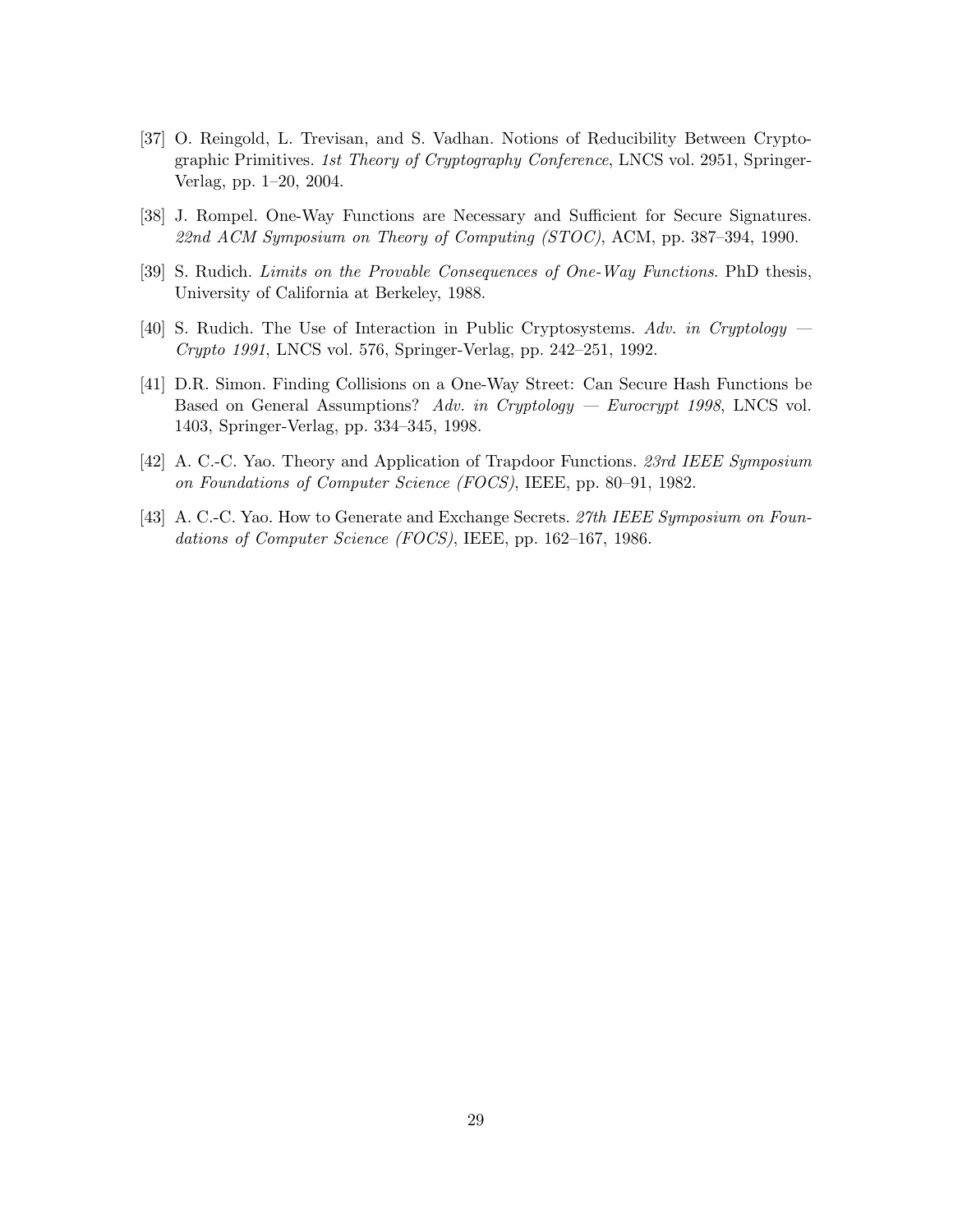[37] O. Reingold, L. Trevisan, and S. Vadhan. Notions of Reducibility Between Cryptographic Primitives. *1st Theory of Cryptography Conference*, LNCS vol. 2951, Springer-Verlag, pp. 1–20, 2004.

[38] J. Rompel. One-Way Functions are Necessary and Sufficient for Secure Signatures. *22nd ACM Symposium on Theory of Computing (STOC)*, ACM, pp. 387–394, 1990.

[39] S. Rudich. *Limits on the Provable Consequences of One-Way Functions*. PhD thesis, University of California at Berkeley, 1988.

[40] S. Rudich. The Use of Interaction in Public Cryptosystems. *Adv. in Cryptology — Crypto 1991*, LNCS vol. 576, Springer-Verlag, pp. 242–251, 1992.

[41] D.R. Simon. Finding Collisions on a One-Way Street: Can Secure Hash Functions be Based on General Assumptions? *Adv. in Cryptology — Eurocrypt 1998*, LNCS vol. 1403, Springer-Verlag, pp. 334–345, 1998.

[42] A. C.-C. Yao. Theory and Application of Trapdoor Functions. *23rd IEEE Symposium on Foundations of Computer Science (FOCS)*, IEEE, pp. 80–91, 1982.

[43] A. C.-C. Yao. How to Generate and Exchange Secrets. *27th IEEE Symposium on Foundations of Computer Science (FOCS)*, IEEE, pp. 162–167, 1986.